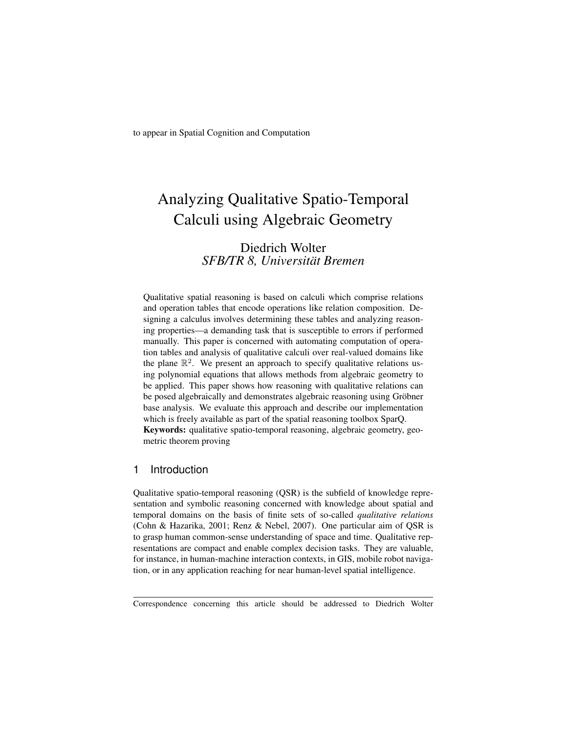to appear in Spatial Cognition and Computation

# Analyzing Qualitative Spatio-Temporal Calculi using Algebraic Geometry

Diedrich Wolter
*SFB/TR 8, Universität Bremen*

Qualitative spatial reasoning is based on calculi which comprise relations and operation tables that encode operations like relation composition. Designing a calculus involves determining these tables and analyzing reasoning properties—a demanding task that is susceptible to errors if performed manually. This paper is concerned with automating computation of operation tables and analysis of qualitative calculi over real-valued domains like the plane $\mathbb{R}^2$. We present an approach to specify qualitative relations using polynomial equations that allows methods from algebraic geometry to be applied. This paper shows how reasoning with qualitative relations can be posed algebraically and demonstrates algebraic reasoning using Gröbner base analysis. We evaluate this approach and describe our implementation which is freely available as part of the spatial reasoning toolbox SparQ.

**Keywords:** qualitative spatio-temporal reasoning, algebraic geometry, geometric theorem proving

## 1 Introduction

Qualitative spatio-temporal reasoning (QSR) is the subfield of knowledge representation and symbolic reasoning concerned with knowledge about spatial and temporal domains on the basis of finite sets of so-called *qualitative relations* (Cohn & Hazarika, 2001; Renz & Nebel, 2007). One particular aim of QSR is to grasp human common-sense understanding of space and time. Qualitative representations are compact and enable complex decision tasks. They are valuable, for instance, in human-machine interaction contexts, in GIS, mobile robot navigation, or in any application reaching for near human-level spatial intelligence.

---

Correspondence concerning this article should be addressed to Diedrich Wolter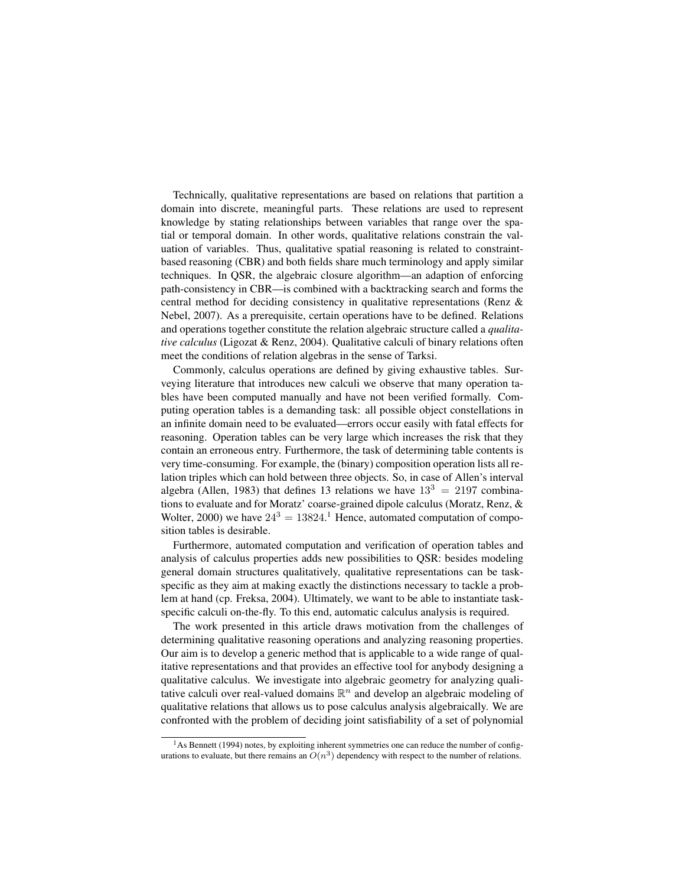Technically, qualitative representations are based on relations that partition a domain into discrete, meaningful parts. These relations are used to represent knowledge by stating relationships between variables that range over the spatial or temporal domain. In other words, qualitative relations constrain the valuation of variables. Thus, qualitative spatial reasoning is related to constraint-based reasoning (CBR) and both fields share much terminology and apply similar techniques. In QSR, the algebraic closure algorithm—an adaption of enforcing path-consistency in CBR—is combined with a backtracking search and forms the central method for deciding consistency in qualitative representations (Renz & Nebel, 2007). As a prerequisite, certain operations have to be defined. Relations and operations together constitute the relation algebraic structure called a *qualitative calculus* (Ligozat & Renz, 2004). Qualitative calculi of binary relations often meet the conditions of relation algebras in the sense of Tarksi.

Commonly, calculus operations are defined by giving exhaustive tables. Surveying literature that introduces new calculi we observe that many operation tables have been computed manually and have not been verified formally. Computing operation tables is a demanding task: all possible object constellations in an infinite domain need to be evaluated—errors occur easily with fatal effects for reasoning. Operation tables can be very large which increases the risk that they contain an erroneous entry. Furthermore, the task of determining table contents is very time-consuming. For example, the (binary) composition operation lists all relation triples which can hold between three objects. So, in case of Allen's interval algebra (Allen, 1983) that defines 13 relations we have $13^3 = 2197$ combinations to evaluate and for Moratz' coarse-grained dipole calculus (Moratz, Renz, & Wolter, 2000) we have $24^3 = 13824$.[1] Hence, automated computation of composition tables is desirable.

Furthermore, automated computation and verification of operation tables and analysis of calculus properties adds new possibilities to QSR: besides modeling general domain structures qualitatively, qualitative representations can be task-specific as they aim at making exactly the distinctions necessary to tackle a problem at hand (cp. Freksa, 2004). Ultimately, we want to be able to instantiate task-specific calculi on-the-fly. To this end, automatic calculus analysis is required.

The work presented in this article draws motivation from the challenges of determining qualitative reasoning operations and analyzing reasoning properties. Our aim is to develop a generic method that is applicable to a wide range of qualitative representations and that provides an effective tool for anybody designing a qualitative calculus. We investigate into algebraic geometry for analyzing qualitative calculi over real-valued domains $\mathbb{R}^n$ and develop an algebraic modeling of qualitative relations that allows us to pose calculus analysis algebraically. We are confronted with the problem of deciding joint satisfiability of a set of polynomial

[1] As Bennett (1994) notes, by exploiting inherent symmetries one can reduce the number of configurations to evaluate, but there remains an $O(n^3)$ dependency with respect to the number of relations.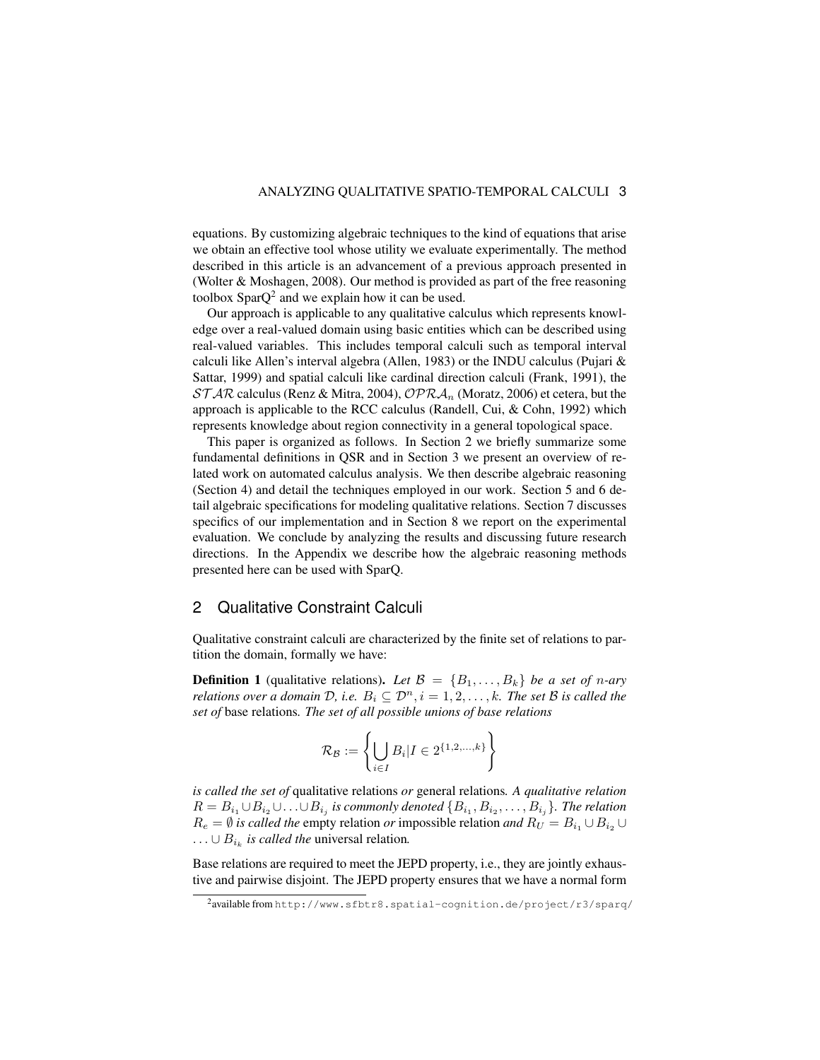equations. By customizing algebraic techniques to the kind of equations that arise we obtain an effective tool whose utility we evaluate experimentally. The method described in this article is an advancement of a previous approach presented in (Wolter & Moshagen, 2008). Our method is provided as part of the free reasoning toolbox SparQ[2] and we explain how it can be used.

Our approach is applicable to any qualitative calculus which represents knowledge over a real-valued domain using basic entities which can be described using real-valued variables. This includes temporal calculi such as temporal interval calculi like Allen's interval algebra (Allen, 1983) or the INDU calculus (Pujari & Sattar, 1999) and spatial calculi like cardinal direction calculi (Frank, 1991), the $\mathcal{STAR}$ calculus (Renz & Mitra, 2004), $\mathcal{OPRA}_n$ (Moratz, 2006) et cetera, but the approach is applicable to the RCC calculus (Randell, Cui, & Cohn, 1992) which represents knowledge about region connectivity in a general topological space.

This paper is organized as follows. In Section 2 we briefly summarize some fundamental definitions in QSR and in Section 3 we present an overview of related work on automated calculus analysis. We then describe algebraic reasoning (Section 4) and detail the techniques employed in our work. Section 5 and 6 detail algebraic specifications for modeling qualitative relations. Section 7 discusses specifics of our implementation and in Section 8 we report on the experimental evaluation. We conclude by analyzing the results and discussing future research directions. In the Appendix we describe how the algebraic reasoning methods presented here can be used with SparQ.

## 2 Qualitative Constraint Calculi

Qualitative constraint calculi are characterized by the finite set of relations to partition the domain, formally we have:

**Definition 1** (qualitative relations). *Let $\mathcal{B} = \{B_1, \ldots, B_k\}$ be a set of $n$-ary relations over a domain $\mathcal{D}$, i.e. $B_i \subseteq \mathcal{D}^n, i = 1, 2, \ldots, k$. The set $\mathcal{B}$ is called the set of* base relations. *The set of all possible unions of base relations*

$$\mathcal{R}_{\mathcal{B}} := \left\{ \bigcup_{i \in I} B_i | I \in 2^{\{1,2,\ldots,k\}} \right\}$$

*is called the set of* qualitative relations *or* general relations*. A qualitative relation $R = B_{i_1} \cup B_{i_2} \cup \ldots \cup B_{i_j}$ is commonly denoted $\{B_{i_1}, B_{i_2}, \ldots, B_{i_j}\}$. The relation $R_e = \emptyset$ is called the* empty relation *or* impossible relation *and $R_U = B_{i_1} \cup B_{i_2} \cup \ldots \cup B_{i_k}$ is called the* universal relation*.*

Base relations are required to meet the JEPD property, i.e., they are jointly exhaustive and pairwise disjoint. The JEPD property ensures that we have a normal form

[2] available from `http://www.sfbtr8.spatial-cognition.de/project/r3/sparq/`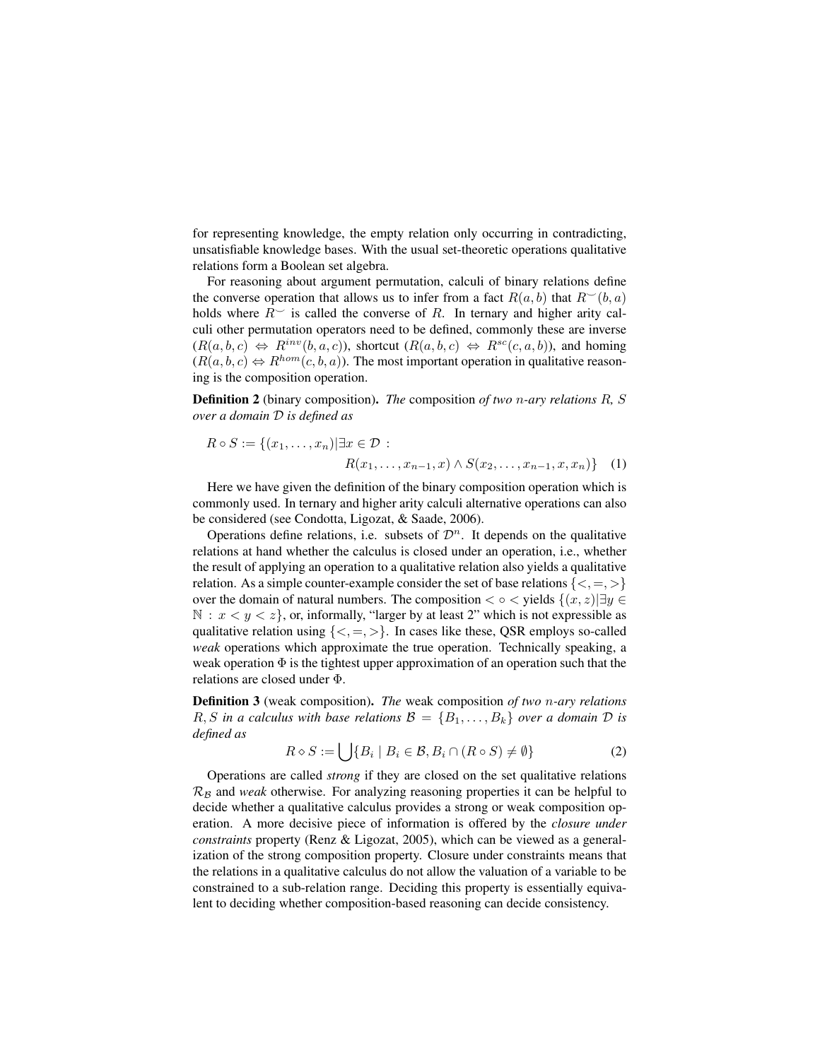for representing knowledge, the empty relation only occurring in contradicting, unsatisfiable knowledge bases. With the usual set-theoretic operations qualitative relations form a Boolean set algebra.

For reasoning about argument permutation, calculi of binary relations define the converse operation that allows us to infer from a fact $R(a, b)$ that $R^{\smile}(b, a)$ holds where $R^{\smile}$ is called the converse of $R$. In ternary and higher arity calculi other permutation operators need to be defined, commonly these are inverse $(R(a, b, c) \Leftrightarrow R^{inv}(b, a, c))$, shortcut $(R(a, b, c) \Leftrightarrow R^{sc}(c, a, b))$, and homing $(R(a, b, c) \Leftrightarrow R^{hom}(c, b, a))$. The most important operation in qualitative reasoning is the composition operation.

**Definition 2** (binary composition)**.** *The* composition *of two $n$-ary relations $R$, $S$ over a domain $\mathcal{D}$ is defined as*

$$R \circ S := \{(x_1, \ldots, x_n) | \exists x \in \mathcal{D} : R(x_1, \ldots, x_{n-1}, x) \wedge S(x_2, \ldots, x_{n-1}, x, x_n)\} \quad (1)$$

Here we have given the definition of the binary composition operation which is commonly used. In ternary and higher arity calculi alternative operations can also be considered (see Condotta, Ligozat, & Saade, 2006).

Operations define relations, i.e. subsets of $\mathcal{D}^n$. It depends on the qualitative relations at hand whether the calculus is closed under an operation, i.e., whether the result of applying an operation to a qualitative relation also yields a qualitative relation. As a simple counter-example consider the set of base relations $\{<, =, >\}$ over the domain of natural numbers. The composition $< \circ <$ yields $\{(x, z) | \exists y \in \mathbb{N} : x < y < z\}$, or, informally, "larger by at least 2" which is not expressible as qualitative relation using $\{<, =, >\}$. In cases like these, QSR employs so-called *weak* operations which approximate the true operation. Technically speaking, a weak operation $\Phi$ is the tightest upper approximation of an operation such that the relations are closed under $\Phi$.

**Definition 3** (weak composition)**.** *The* weak composition *of two $n$-ary relations $R, S$ in a calculus with base relations $\mathcal{B} = \{B_1, \ldots, B_k\}$ over a domain $\mathcal{D}$ is defined as*

$$R \diamond S := \bigcup \{B_i \mid B_i \in \mathcal{B}, B_i \cap (R \circ S) \neq \emptyset\} \quad (2)$$

Operations are called *strong* if they are closed on the set qualitative relations $\mathcal{R}_{\mathcal{B}}$ and *weak* otherwise. For analyzing reasoning properties it can be helpful to decide whether a qualitative calculus provides a strong or weak composition operation. A more decisive piece of information is offered by the *closure under constraints* property (Renz & Ligozat, 2005), which can be viewed as a generalization of the strong composition property. Closure under constraints means that the relations in a qualitative calculus do not allow the valuation of a variable to be constrained to a sub-relation range. Deciding this property is essentially equivalent to deciding whether composition-based reasoning can decide consistency.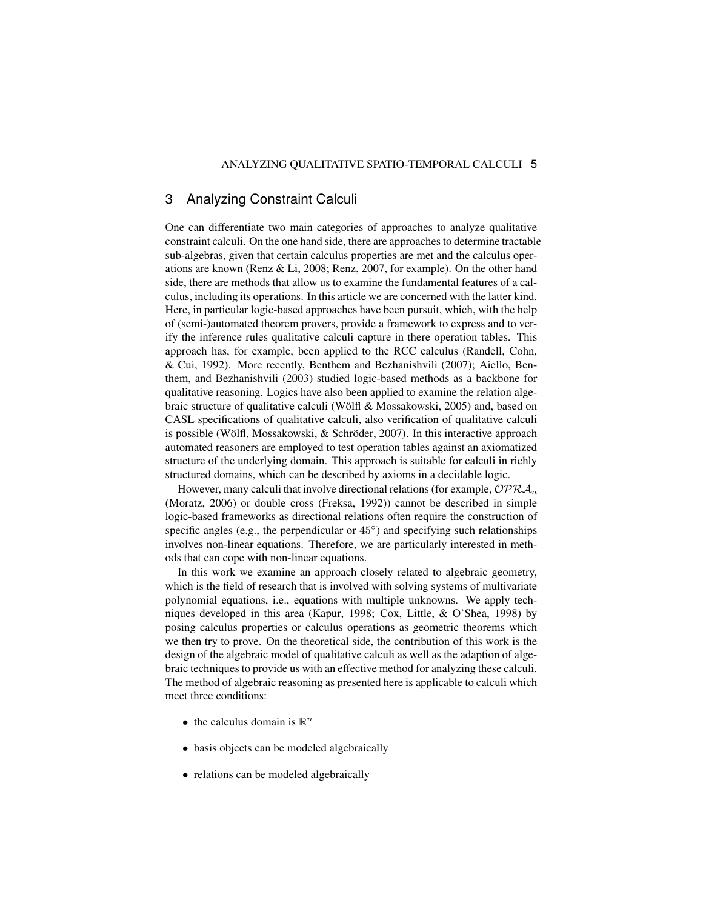## 3 Analyzing Constraint Calculi

One can differentiate two main categories of approaches to analyze qualitative constraint calculi. On the one hand side, there are approaches to determine tractable sub-algebras, given that certain calculus properties are met and the calculus operations are known (Renz & Li, 2008; Renz, 2007, for example). On the other hand side, there are methods that allow us to examine the fundamental features of a calculus, including its operations. In this article we are concerned with the latter kind. Here, in particular logic-based approaches have been pursuit, which, with the help of (semi-)automated theorem provers, provide a framework to express and to verify the inference rules qualitative calculi capture in there operation tables. This approach has, for example, been applied to the RCC calculus (Randell, Cohn, & Cui, 1992). More recently, Benthem and Bezhanishvili (2007); Aiello, Benthem, and Bezhanishvili (2003) studied logic-based methods as a backbone for qualitative reasoning. Logics have also been applied to examine the relation algebraic structure of qualitative calculi (Wölfl & Mossakowski, 2005) and, based on CASL specifications of qualitative calculi, also verification of qualitative calculi is possible (Wölfl, Mossakowski, & Schröder, 2007). In this interactive approach automated reasoners are employed to test operation tables against an axiomatized structure of the underlying domain. This approach is suitable for calculi in richly structured domains, which can be described by axioms in a decidable logic.

However, many calculi that involve directional relations (for example, $\mathcal{OPRA}_n$ (Moratz, 2006) or double cross (Freksa, 1992)) cannot be described in simple logic-based frameworks as directional relations often require the construction of specific angles (e.g., the perpendicular or $45°$) and specifying such relationships involves non-linear equations. Therefore, we are particularly interested in methods that can cope with non-linear equations.

In this work we examine an approach closely related to algebraic geometry, which is the field of research that is involved with solving systems of multivariate polynomial equations, i.e., equations with multiple unknowns. We apply techniques developed in this area (Kapur, 1998; Cox, Little, & O'Shea, 1998) by posing calculus properties or calculus operations as geometric theorems which we then try to prove. On the theoretical side, the contribution of this work is the design of the algebraic model of qualitative calculi as well as the adaption of algebraic techniques to provide us with an effective method for analyzing these calculi. The method of algebraic reasoning as presented here is applicable to calculi which meet three conditions:

- the calculus domain is $\mathbb{R}^n$
- basis objects can be modeled algebraically
- relations can be modeled algebraically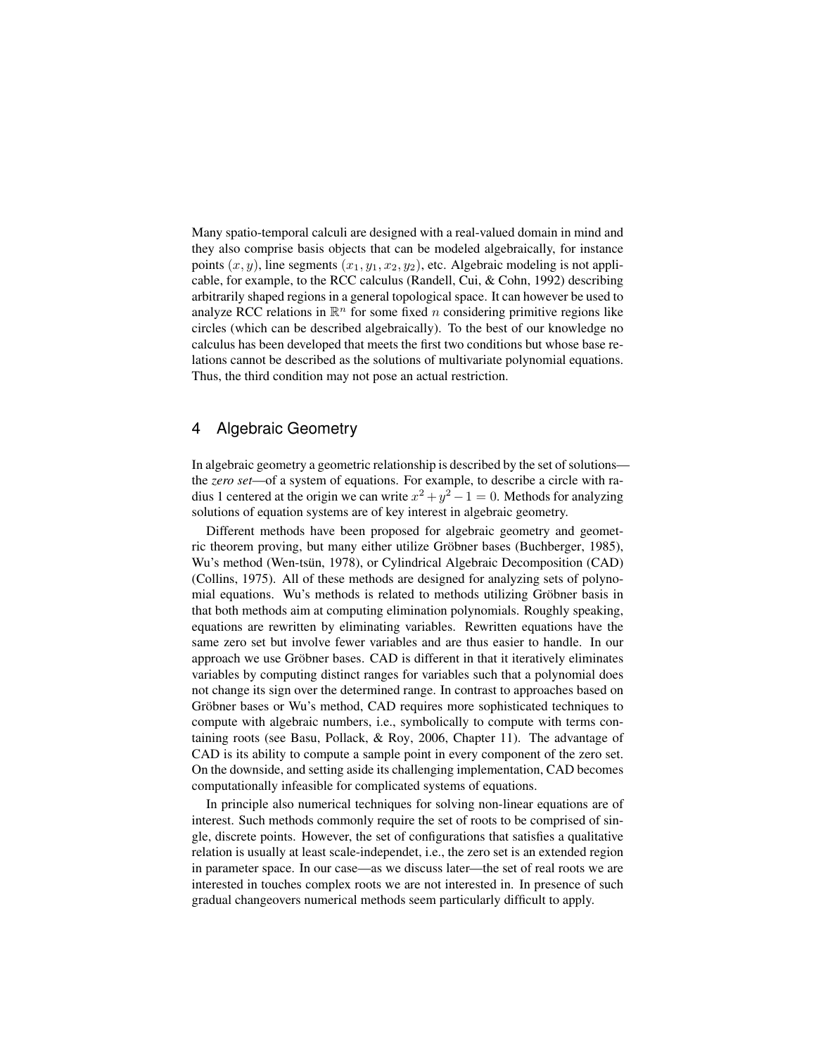Many spatio-temporal calculi are designed with a real-valued domain in mind and they also comprise basis objects that can be modeled algebraically, for instance points $(x, y)$, line segments $(x_1, y_1, x_2, y_2)$, etc. Algebraic modeling is not applicable, for example, to the RCC calculus (Randell, Cui, & Cohn, 1992) describing arbitrarily shaped regions in a general topological space. It can however be used to analyze RCC relations in $\mathbb{R}^n$ for some fixed $n$ considering primitive regions like circles (which can be described algebraically). To the best of our knowledge no calculus has been developed that meets the first two conditions but whose base relations cannot be described as the solutions of multivariate polynomial equations. Thus, the third condition may not pose an actual restriction.

## 4 Algebraic Geometry

In algebraic geometry a geometric relationship is described by the set of solutions—the *zero set*—of a system of equations. For example, to describe a circle with radius 1 centered at the origin we can write $x^2 + y^2 - 1 = 0$. Methods for analyzing solutions of equation systems are of key interest in algebraic geometry.

Different methods have been proposed for algebraic geometry and geometric theorem proving, but many either utilize Gröbner bases (Buchberger, 1985), Wu's method (Wen-tsün, 1978), or Cylindrical Algebraic Decomposition (CAD) (Collins, 1975). All of these methods are designed for analyzing sets of polynomial equations. Wu's methods is related to methods utilizing Gröbner basis in that both methods aim at computing elimination polynomials. Roughly speaking, equations are rewritten by eliminating variables. Rewritten equations have the same zero set but involve fewer variables and are thus easier to handle. In our approach we use Gröbner bases. CAD is different in that it iteratively eliminates variables by computing distinct ranges for variables such that a polynomial does not change its sign over the determined range. In contrast to approaches based on Gröbner bases or Wu's method, CAD requires more sophisticated techniques to compute with algebraic numbers, i.e., symbolically to compute with terms containing roots (see Basu, Pollack, & Roy, 2006, Chapter 11). The advantage of CAD is its ability to compute a sample point in every component of the zero set. On the downside, and setting aside its challenging implementation, CAD becomes computationally infeasible for complicated systems of equations.

In principle also numerical techniques for solving non-linear equations are of interest. Such methods commonly require the set of roots to be comprised of single, discrete points. However, the set of configurations that satisfies a qualitative relation is usually at least scale-independet, i.e., the zero set is an extended region in parameter space. In our case—as we discuss later—the set of real roots we are interested in touches complex roots we are not interested in. In presence of such gradual changeovers numerical methods seem particularly difficult to apply.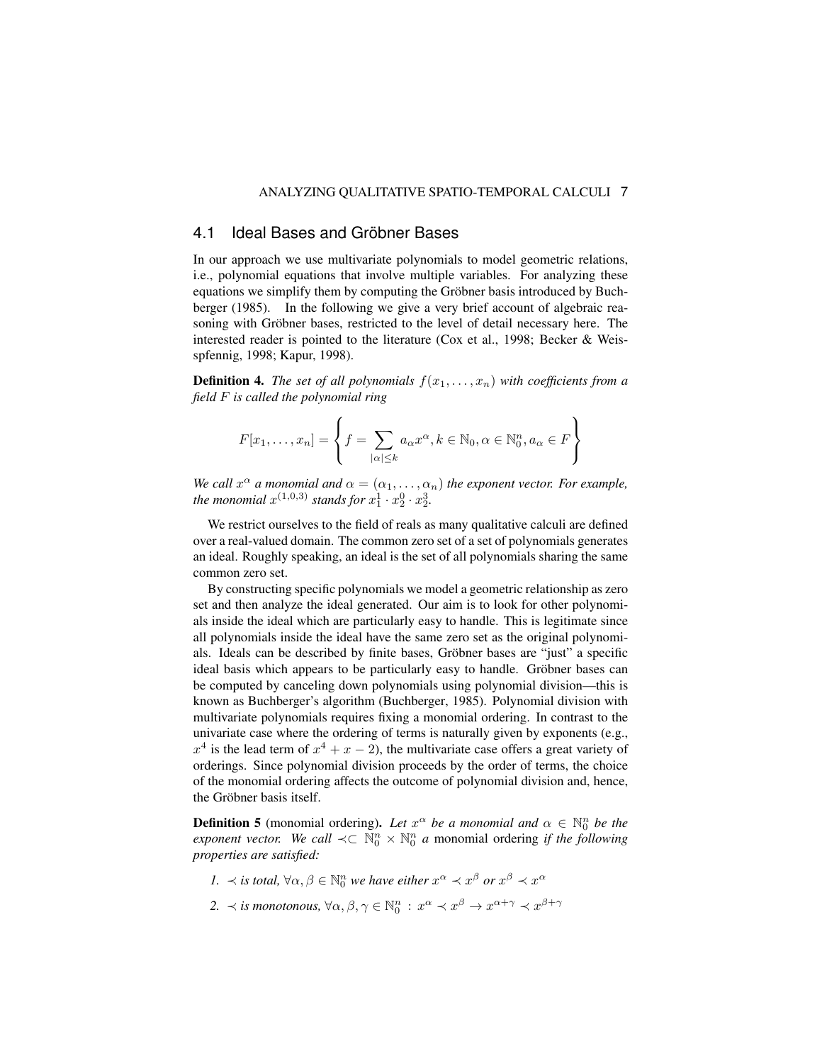## 4.1 Ideal Bases and Gröbner Bases

In our approach we use multivariate polynomials to model geometric relations, i.e., polynomial equations that involve multiple variables. For analyzing these equations we simplify them by computing the Gröbner basis introduced by Buchberger (1985). In the following we give a very brief account of algebraic reasoning with Gröbner bases, restricted to the level of detail necessary here. The interested reader is pointed to the literature (Cox et al., 1998; Becker & Weisspfennig, 1998; Kapur, 1998).

**Definition 4.** *The set of all polynomials $f(x_1, \ldots, x_n)$ with coefficients from a field $F$ is called the polynomial ring*

$$F[x_1, \ldots, x_n] = \left\{ f = \sum_{|\alpha| \leq k} a_\alpha x^\alpha, k \in \mathbb{N}_0, \alpha \in \mathbb{N}_0^n, a_\alpha \in F \right\}$$

*We call $x^\alpha$ a monomial and $\alpha = (\alpha_1, \ldots, \alpha_n)$ the exponent vector. For example, the monomial $x^{(1,0,3)}$ stands for $x_1^1 \cdot x_2^0 \cdot x_2^3$.*

We restrict ourselves to the field of reals as many qualitative calculi are defined over a real-valued domain. The common zero set of a set of polynomials generates an ideal. Roughly speaking, an ideal is the set of all polynomials sharing the same common zero set.

By constructing specific polynomials we model a geometric relationship as zero set and then analyze the ideal generated. Our aim is to look for other polynomials inside the ideal which are particularly easy to handle. This is legitimate since all polynomials inside the ideal have the same zero set as the original polynomials. Ideals can be described by finite bases, Gröbner bases are "just" a specific ideal basis which appears to be particularly easy to handle. Gröbner bases can be computed by canceling down polynomials using polynomial division—this is known as Buchberger's algorithm (Buchberger, 1985). Polynomial division with multivariate polynomials requires fixing a monomial ordering. In contrast to the univariate case where the ordering of terms is naturally given by exponents (e.g., $x^4$ is the lead term of $x^4 + x - 2$), the multivariate case offers a great variety of orderings. Since polynomial division proceeds by the order of terms, the choice of the monomial ordering affects the outcome of polynomial division and, hence, the Gröbner basis itself.

**Definition 5** (monomial ordering)**.** *Let $x^\alpha$ be a monomial and $\alpha \in \mathbb{N}_0^n$ be the exponent vector. We call $\prec \subset \mathbb{N}_0^n \times \mathbb{N}_0^n$ a* monomial ordering *if the following properties are satisfied:*

1. *$\prec$ is total, $\forall \alpha, \beta \in \mathbb{N}_0^n$ we have either $x^\alpha \prec x^\beta$ or $x^\beta \prec x^\alpha$*
2. *$\prec$ is monotonous, $\forall \alpha, \beta, \gamma \in \mathbb{N}_0^n : x^\alpha \prec x^\beta \rightarrow x^{\alpha+\gamma} \prec x^{\beta+\gamma}$*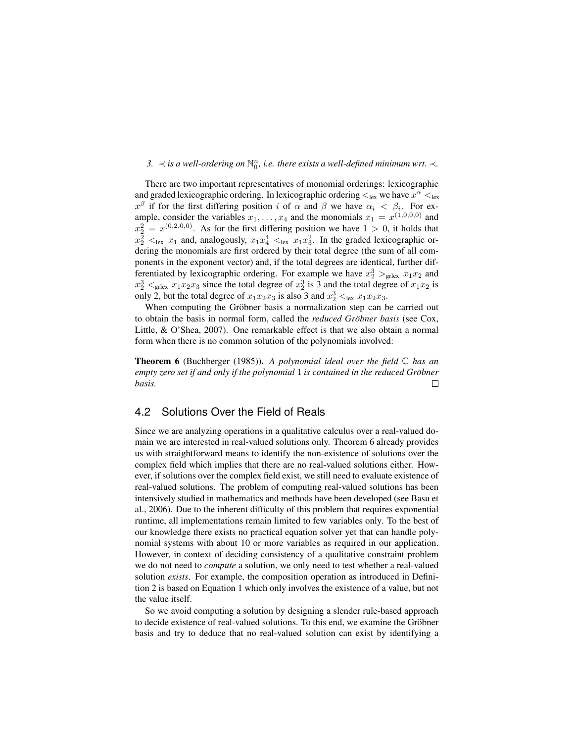*3. $\prec$ is a well-ordering on $\mathbb{N}_0^n$, i.e. there exists a well-defined minimum wrt. $\prec$.*

There are two important representatives of monomial orderings: lexicographic and graded lexicographic ordering. In lexicographic ordering $<_{\text{lex}}$ we have $x^\alpha <_{\text{lex}} x^\beta$ if for the first differing position $i$ of $\alpha$ and $\beta$ we have $\alpha_i < \beta_i$. For example, consider the variables $x_1, \ldots, x_4$ and the monomials $x_1 = x^{(1,0,0,0)}$ and $x_2^2 = x^{(0,2,0,0)}$. As for the first differing position we have $1 > 0$, it holds that $x_2^2 <_{\text{lex}} x_1$ and, analogously, $x_1 x_4^4 <_{\text{lex}} x_1 x_3^2$. In the graded lexicographic ordering the monomials are first ordered by their total degree (the sum of all components in the exponent vector) and, if the total degrees are identical, further differentiated by lexicographic ordering. For example we have $x_2^3 >_{\text{grlex}} x_1 x_2$ and $x_2^3 <_{\text{grlex}} x_1 x_2 x_3$ since the total degree of $x_2^3$ is 3 and the total degree of $x_1 x_2$ is only 2, but the total degree of $x_1 x_2 x_3$ is also 3 and $x_2^3 <_{\text{lex}} x_1 x_2 x_3$.

When computing the Gröbner basis a normalization step can be carried out to obtain the basis in normal form, called the *reduced Gröbner basis* (see Cox, Little, & O'Shea, 2007). One remarkable effect is that we also obtain a normal form when there is no common solution of the polynomials involved:

**Theorem 6** (Buchberger (1985))**.** *A polynomial ideal over the field $\mathbb{C}$ has an empty zero set if and only if the polynomial 1 is contained in the reduced Gröbner basis.* □

## 4.2 Solutions Over the Field of Reals

Since we are analyzing operations in a qualitative calculus over a real-valued domain we are interested in real-valued solutions only. Theorem 6 already provides us with straightforward means to identify the non-existence of solutions over the complex field which implies that there are no real-valued solutions either. However, if solutions over the complex field exist, we still need to evaluate existence of real-valued solutions. The problem of computing real-valued solutions has been intensively studied in mathematics and methods have been developed (see Basu et al., 2006). Due to the inherent difficulty of this problem that requires exponential runtime, all implementations remain limited to few variables only. To the best of our knowledge there exists no practical equation solver yet that can handle polynomial systems with about 10 or more variables as required in our application. However, in context of deciding consistency of a qualitative constraint problem we do not need to *compute* a solution, we only need to test whether a real-valued solution *exists*. For example, the composition operation as introduced in Definition 2 is based on Equation 1 which only involves the existence of a value, but not the value itself.

So we avoid computing a solution by designing a slender rule-based approach to decide existence of real-valued solutions. To this end, we examine the Gröbner basis and try to deduce that no real-valued solution can exist by identifying a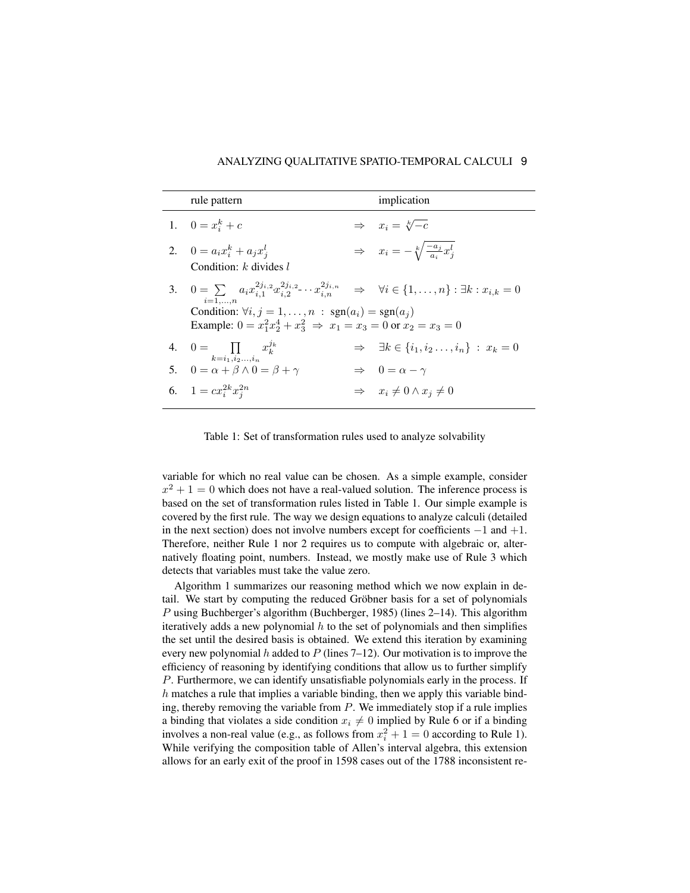| | rule pattern | implication |
|---|---|---|
| 1. | $0 = x_i^k + c$ | $\Rightarrow \quad x_i = \sqrt[k]{-c}$ |
| 2. | $0 = a_i x_i^k + a_j x_j^l$ <br> Condition: $k$ divides $l$ | $\Rightarrow \quad x_i = -\sqrt[k]{\frac{-a_j}{a_i} x_j^l}$ |
| 3. | $0 = \sum_{i=1,\ldots,n} a_i x_{i,1}^{2j_{i,2}} x_{i,2}^{2j_{i,2}} \cdots x_{i,n}^{2j_{i,n}}$ <br> Condition: $\forall i, j = 1, \ldots, n \; : \; \mathrm{sgn}(a_i) = \mathrm{sgn}(a_j)$ <br> Example: $0 = x_1^2 x_2^4 + x_3^2 \Rightarrow x_1 = x_3 = 0$ or $x_2 = x_3 = 0$ | $\Rightarrow \quad \forall i \in \{1, \ldots, n\} : \exists k : x_{i,k} = 0$ |
| 4. | $0 = \prod_{k=i_1,i_2\ldots,i_n} x_k^{j_k}$ | $\Rightarrow \quad \exists k \in \{i_1, i_2 \ldots, i_n\} \; : \; x_k = 0$ |
| 5. | $0 = \alpha + \beta \wedge 0 = \beta + \gamma$ | $\Rightarrow \quad 0 = \alpha - \gamma$ |
| 6. | $1 = c x_i^{2k} x_j^{2n}$ | $\Rightarrow \quad x_i \neq 0 \wedge x_j \neq 0$ |

Table 1: Set of transformation rules used to analyze solvability

variable for which no real value can be chosen. As a simple example, consider $x^2 + 1 = 0$ which does not have a real-valued solution. The inference process is based on the set of transformation rules listed in Table 1. Our simple example is covered by the first rule. The way we design equations to analyze calculi (detailed in the next section) does not involve numbers except for coefficients $-1$ and $+1$. Therefore, neither Rule 1 nor 2 requires us to compute with algebraic or, alternatively floating point, numbers. Instead, we mostly make use of Rule 3 which detects that variables must take the value zero.

Algorithm 1 summarizes our reasoning method which we now explain in detail. We start by computing the reduced Gröbner basis for a set of polynomials $P$ using Buchberger's algorithm (Buchberger, 1985) (lines 2–14). This algorithm iteratively adds a new polynomial $h$ to the set of polynomials and then simplifies the set until the desired basis is obtained. We extend this iteration by examining every new polynomial $h$ added to $P$ (lines 7–12). Our motivation is to improve the efficiency of reasoning by identifying conditions that allow us to further simplify $P$. Furthermore, we can identify unsatisfiable polynomials early in the process. If $h$ matches a rule that implies a variable binding, then we apply this variable binding, thereby removing the variable from $P$. We immediately stop if a rule implies a binding that violates a side condition $x_i \neq 0$ implied by Rule 6 or if a binding involves a non-real value (e.g., as follows from $x_i^2 + 1 = 0$ according to Rule 1). While verifying the composition table of Allen's interval algebra, this extension allows for an early exit of the proof in 1598 cases out of the 1788 inconsistent re-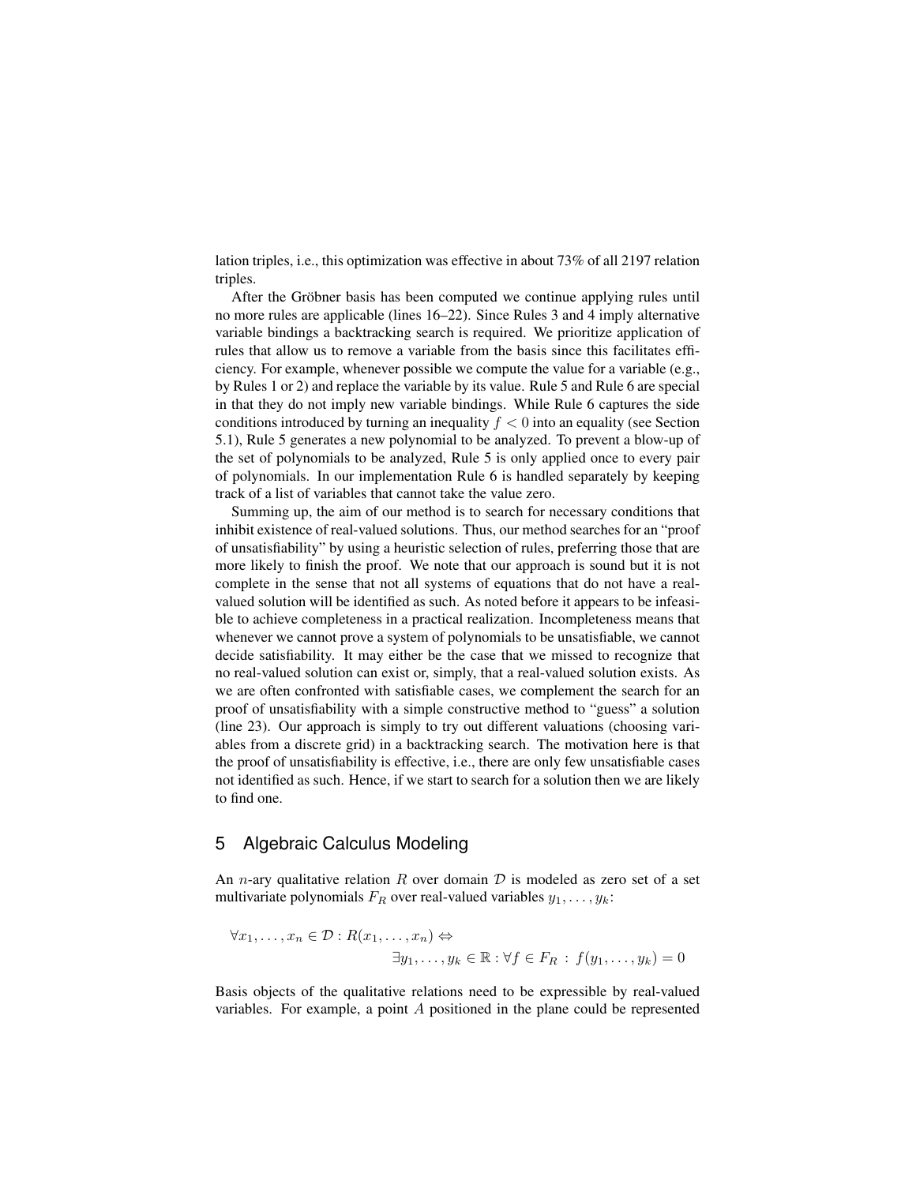lation triples, i.e., this optimization was effective in about 73% of all 2197 relation triples.

After the Gröbner basis has been computed we continue applying rules until no more rules are applicable (lines 16–22). Since Rules 3 and 4 imply alternative variable bindings a backtracking search is required. We prioritize application of rules that allow us to remove a variable from the basis since this facilitates efficiency. For example, whenever possible we compute the value for a variable (e.g., by Rules 1 or 2) and replace the variable by its value. Rule 5 and Rule 6 are special in that they do not imply new variable bindings. While Rule 6 captures the side conditions introduced by turning an inequality $f < 0$ into an equality (see Section 5.1), Rule 5 generates a new polynomial to be analyzed. To prevent a blow-up of the set of polynomials to be analyzed, Rule 5 is only applied once to every pair of polynomials. In our implementation Rule 6 is handled separately by keeping track of a list of variables that cannot take the value zero.

Summing up, the aim of our method is to search for necessary conditions that inhibit existence of real-valued solutions. Thus, our method searches for an "proof of unsatisfiability" by using a heuristic selection of rules, preferring those that are more likely to finish the proof. We note that our approach is sound but it is not complete in the sense that not all systems of equations that do not have a real-valued solution will be identified as such. As noted before it appears to be infeasible to achieve completeness in a practical realization. Incompleteness means that whenever we cannot prove a system of polynomials to be unsatisfiable, we cannot decide satisfiability. It may either be the case that we missed to recognize that no real-valued solution can exist or, simply, that a real-valued solution exists. As we are often confronted with satisfiable cases, we complement the search for an proof of unsatisfiability with a simple constructive method to "guess" a solution (line 23). Our approach is simply to try out different valuations (choosing variables from a discrete grid) in a backtracking search. The motivation here is that the proof of unsatisfiability is effective, i.e., there are only few unsatisfiable cases not identified as such. Hence, if we start to search for a solution then we are likely to find one.

## 5 Algebraic Calculus Modeling

An $n$-ary qualitative relation $R$ over domain $\mathcal{D}$ is modeled as zero set of a set multivariate polynomials $F_R$ over real-valued variables $y_1, \ldots, y_k$:

$$\forall x_1, \ldots, x_n \in \mathcal{D} : R(x_1, \ldots, x_n) \Leftrightarrow \exists y_1, \ldots, y_k \in \mathbb{R} : \forall f \in F_R \, : \, f(y_1, \ldots, y_k) = 0$$

Basis objects of the qualitative relations need to be expressible by real-valued variables. For example, a point $A$ positioned in the plane could be represented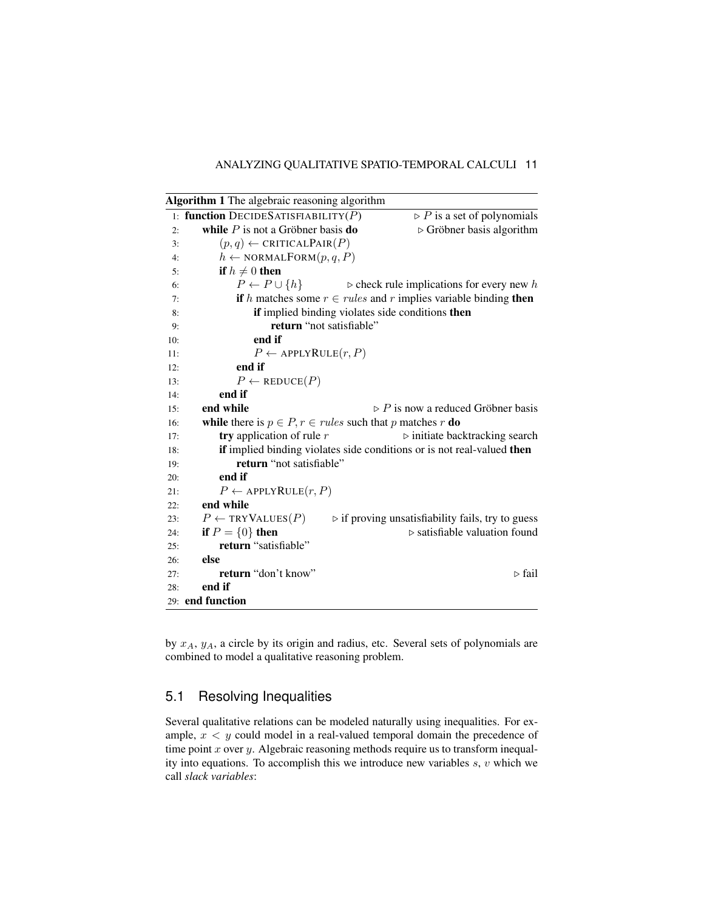**Algorithm 1** The algebraic reasoning algorithm

```
 1: function DECIDESATISFIABILITY(P)                    ▷ P is a set of polynomials
 2:     while P is not a Gröbner basis do               ▷ Gröbner basis algorithm
 3:         (p, q) ← CRITICALPAIR(P)
 4:         h ← NORMALFORM(p, q, P)
 5:         if h ≠ 0 then
 6:             P ← P ∪ {h}                   ▷ check rule implications for every new h
 7:             if h matches some r ∈ rules and r implies variable binding then
 8:                 if implied binding violates side conditions then
 9:                     return "not satisfiable"
10:                 end if
11:                 P ← APPLYRULE(r, P)
12:             end if
13:             P ← REDUCE(P)
14:         end if
15:     end while                                       ▷ P is now a reduced Gröbner basis
16:     while there is p ∈ P, r ∈ rules such that p matches r do
17:         try application of rule r                   ▷ initiate backtracking search
18:         if implied binding violates side conditions or is not real-valued then
19:             return "not satisfiable"
20:         end if
21:         P ← APPLYRULE(r, P)
22:     end while
23:     P ← TRYVALUES(P)          ▷ if proving unsatisfiability fails, try to guess
24:     if P = {0} then                                 ▷ satisfiable valuation found
25:         return "satisfiable"
26:     else
27:         return "don't know"                         ▷ fail
28:     end if
29: end function
```

by $x_A$, $y_A$, a circle by its origin and radius, etc. Several sets of polynomials are combined to model a qualitative reasoning problem.

## 5.1 Resolving Inequalities

Several qualitative relations can be modeled naturally using inequalities. For example, $x < y$ could model in a real-valued temporal domain the precedence of time point $x$ over $y$. Algebraic reasoning methods require us to transform inequality into equations. To accomplish this we introduce new variables $s$, $v$ which we call *slack variables*: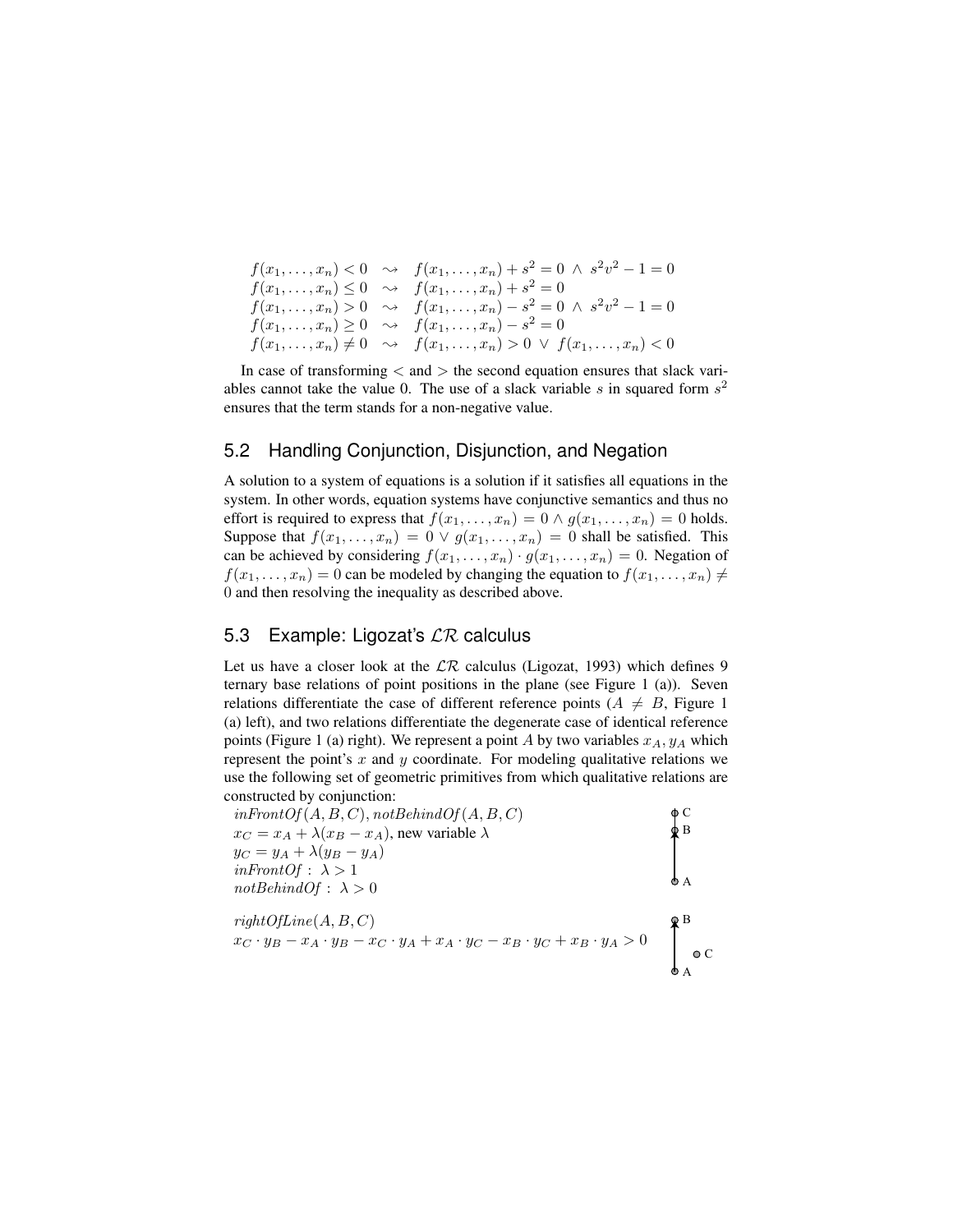$$
\begin{array}{lll}
f(x_1,\ldots,x_n) < 0 & \rightsquigarrow & f(x_1,\ldots,x_n) + s^2 = 0 \;\wedge\; s^2v^2 - 1 = 0 \\
f(x_1,\ldots,x_n) \leq 0 & \rightsquigarrow & f(x_1,\ldots,x_n) + s^2 = 0 \\
f(x_1,\ldots,x_n) > 0 & \rightsquigarrow & f(x_1,\ldots,x_n) - s^2 = 0 \;\wedge\; s^2v^2 - 1 = 0 \\
f(x_1,\ldots,x_n) \geq 0 & \rightsquigarrow & f(x_1,\ldots,x_n) - s^2 = 0 \\
f(x_1,\ldots,x_n) \neq 0 & \rightsquigarrow & f(x_1,\ldots,x_n) > 0 \;\vee\; f(x_1,\ldots,x_n) < 0
\end{array}
$$

In case of transforming $<$ and $>$ the second equation ensures that slack variables cannot take the value 0. The use of a slack variable $s$ in squared form $s^2$ ensures that the term stands for a non-negative value.

## 5.2 Handling Conjunction, Disjunction, and Negation

A solution to a system of equations is a solution if it satisfies all equations in the system. In other words, equation systems have conjunctive semantics and thus no effort is required to express that $f(x_1,\ldots,x_n) = 0 \wedge g(x_1,\ldots,x_n) = 0$ holds. Suppose that $f(x_1,\ldots,x_n) = 0 \vee g(x_1,\ldots,x_n) = 0$ shall be satisfied. This can be achieved by considering $f(x_1,\ldots,x_n) \cdot g(x_1,\ldots,x_n) = 0$. Negation of $f(x_1,\ldots,x_n) = 0$ can be modeled by changing the equation to $f(x_1,\ldots,x_n) \neq 0$ and then resolving the inequality as described above.

## 5.3 Example: Ligozat's $\mathcal{LR}$ calculus

Let us have a closer look at the $\mathcal{LR}$ calculus (Ligozat, 1993) which defines 9 ternary base relations of point positions in the plane (see Figure 1 (a)). Seven relations differentiate the case of different reference points ($A \neq B$, Figure 1 (a) left), and two relations differentiate the degenerate case of identical reference points (Figure 1 (a) right). We represent a point $A$ by two variables $x_A, y_A$ which represent the point's $x$ and $y$ coordinate. For modeling qualitative relations we use the following set of geometric primitives from which qualitative relations are constructed by conjunction:

$\mathit{inFrontOf}(A,B,C), \mathit{notBehindOf}(A,B,C)$
$x_C = x_A + \lambda(x_B - x_A)$, new variable $\lambda$
$y_C = y_A + \lambda(y_B - y_A)$
$\mathit{inFrontOf}: \; \lambda > 1$
$\mathit{notBehindOf}: \; \lambda > 0$

$\mathit{rightOfLine}(A,B,C)$
$x_C \cdot y_B - x_A \cdot y_B - x_C \cdot y_A + x_A \cdot y_C - x_B \cdot y_C + x_B \cdot y_A > 0$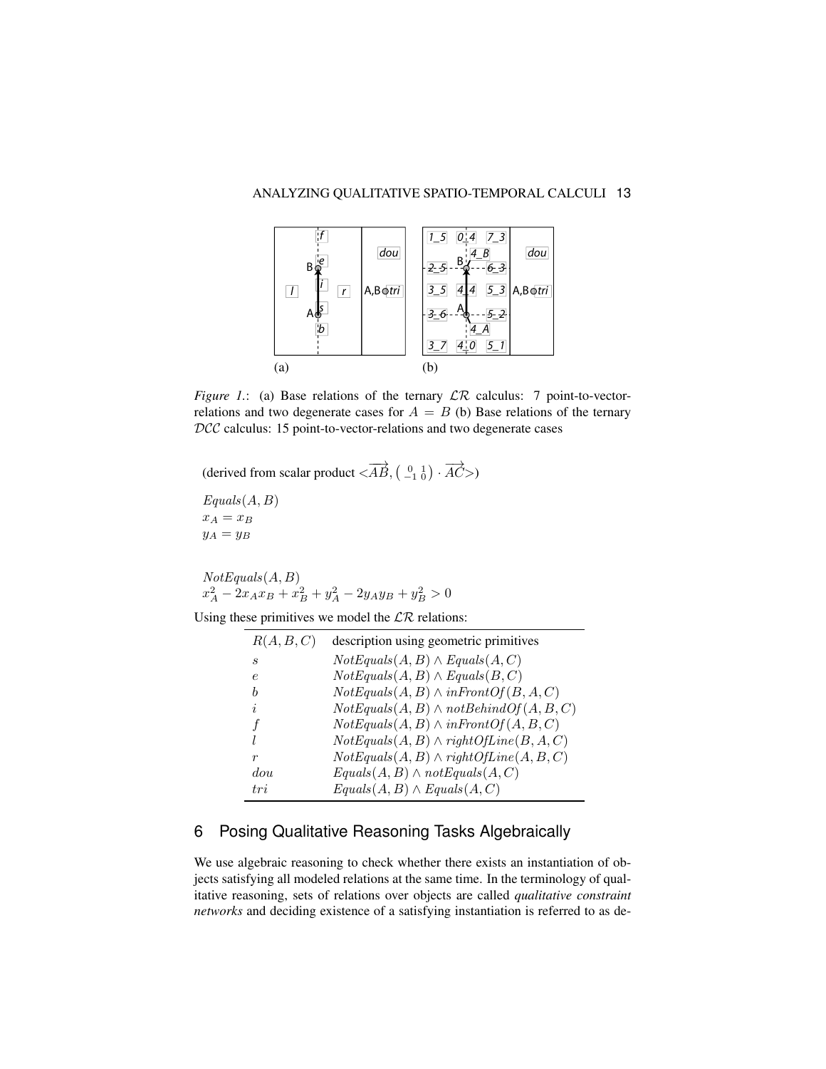*Figure 1.*: (a) Base relations of the ternary $\mathcal{LR}$ calculus: 7 point-to-vector-relations and two degenerate cases for $A = B$ (b) Base relations of the ternary $\mathcal{DCC}$ calculus: 15 point-to-vector-relations and two degenerate cases

(derived from scalar product $<\overrightarrow{AB}, \left(\begin{smallmatrix} 0 & 1 \\ -1 & 0 \end{smallmatrix}\right) \cdot \overrightarrow{AC}>$)

$Equals(A, B)$
$x_A = x_B$
$y_A = y_B$

$NotEquals(A, B)$
$x_A^2 - 2x_Ax_B + x_B^2 + y_A^2 - 2y_Ay_B + y_B^2 > 0$

Using these primitives we model the $\mathcal{LR}$ relations:

| $R(A, B, C)$ | description using geometric primitives |
|---|---|
| $s$ | $NotEquals(A, B) \wedge Equals(A, C)$ |
| $e$ | $NotEquals(A, B) \wedge Equals(B, C)$ |
| $b$ | $NotEquals(A, B) \wedge inFrontOf(B, A, C)$ |
| $i$ | $NotEquals(A, B) \wedge notBehindOf(A, B, C)$ |
| $f$ | $NotEquals(A, B) \wedge inFrontOf(A, B, C)$ |
| $l$ | $NotEquals(A, B) \wedge rightOfLine(B, A, C)$ |
| $r$ | $NotEquals(A, B) \wedge rightOfLine(A, B, C)$ |
| $dou$ | $Equals(A, B) \wedge notEquals(A, C)$ |
| $tri$ | $Equals(A, B) \wedge Equals(A, C)$ |

## 6 Posing Qualitative Reasoning Tasks Algebraically

We use algebraic reasoning to check whether there exists an instantiation of objects satisfying all modeled relations at the same time. In the terminology of qualitative reasoning, sets of relations over objects are called *qualitative constraint networks* and deciding existence of a satisfying instantiation is referred to as de-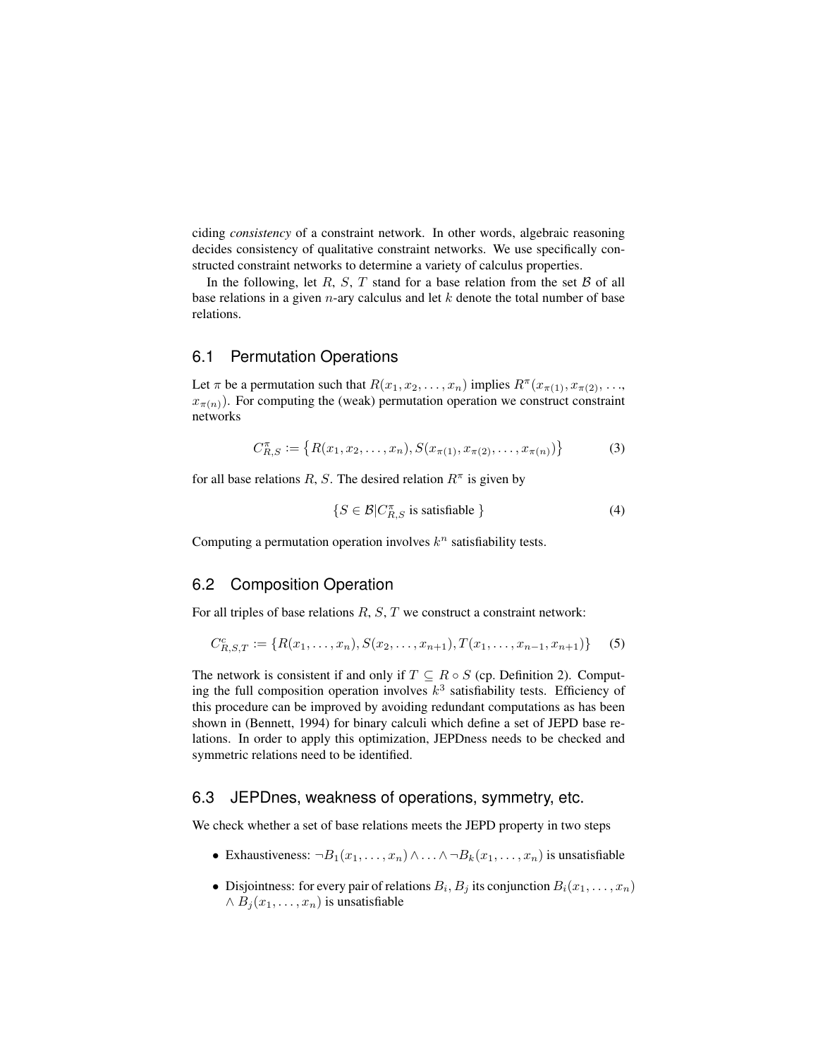ciding *consistency* of a constraint network. In other words, algebraic reasoning decides consistency of qualitative constraint networks. We use specifically constructed constraint networks to determine a variety of calculus properties.

In the following, let $R$, $S$, $T$ stand for a base relation from the set $\mathcal{B}$ of all base relations in a given $n$-ary calculus and let $k$ denote the total number of base relations.

## 6.1 Permutation Operations

Let $\pi$ be a permutation such that $R(x_1, x_2, \ldots, x_n)$ implies $R^\pi(x_{\pi(1)}, x_{\pi(2)}, \ldots, x_{\pi(n)})$. For computing the (weak) permutation operation we construct constraint networks

$$C^\pi_{R,S} := \{R(x_1, x_2, \ldots, x_n), S(x_{\pi(1)}, x_{\pi(2)}, \ldots, x_{\pi(n)})\} \quad (3)$$

for all base relations $R$, $S$. The desired relation $R^\pi$ is given by

$$\{S \in \mathcal{B} | C^\pi_{R,S} \text{ is satisfiable } \} \quad (4)$$

Computing a permutation operation involves $k^n$ satisfiability tests.

## 6.2 Composition Operation

For all triples of base relations $R$, $S$, $T$ we construct a constraint network:

$$C^c_{R,S,T} := \{R(x_1, \ldots, x_n), S(x_2, \ldots, x_{n+1}), T(x_1, \ldots, x_{n-1}, x_{n+1})\} \quad (5)$$

The network is consistent if and only if $T \subseteq R \circ S$ (cp. Definition 2). Computing the full composition operation involves $k^3$ satisfiability tests. Efficiency of this procedure can be improved by avoiding redundant computations as has been shown in (Bennett, 1994) for binary calculi which define a set of JEPD base relations. In order to apply this optimization, JEPDness needs to be checked and symmetric relations need to be identified.

## 6.3 JEPDnes, weakness of operations, symmetry, etc.

We check whether a set of base relations meets the JEPD property in two steps

- Exhaustiveness: $\neg B_1(x_1, \ldots, x_n) \wedge \ldots \wedge \neg B_k(x_1, \ldots, x_n)$ is unsatisfiable
- Disjointness: for every pair of relations $B_i$, $B_j$ its conjunction $B_i(x_1, \ldots, x_n) \wedge B_j(x_1, \ldots, x_n)$ is unsatisfiable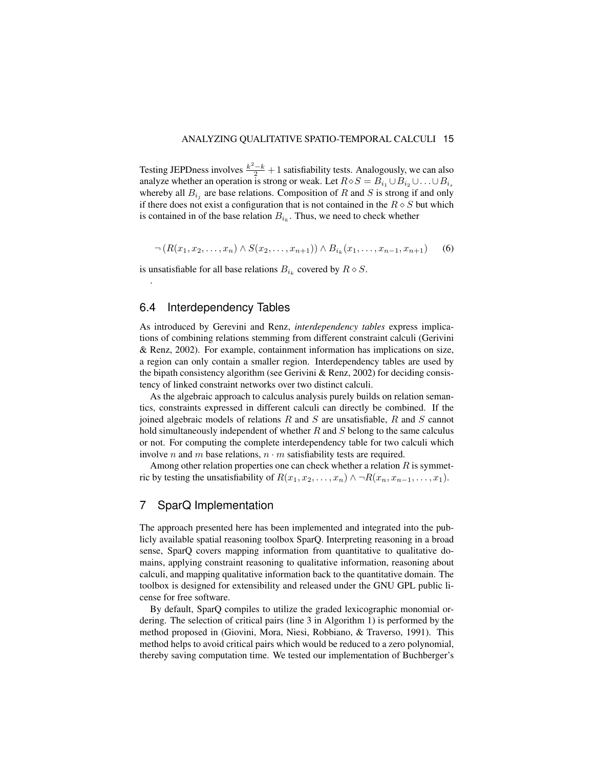Testing JEPDness involves $\frac{k^2-k}{2}+1$ satisfiability tests. Analogously, we can also analyze whether an operation is strong or weak. Let $R \diamond S = B_{i_1} \cup B_{i_2} \cup \ldots \cup B_{i_s}$ whereby all $B_{i_j}$ are base relations. Composition of $R$ and $S$ is strong if and only if there does not exist a configuration that is not contained in the $R \diamond S$ but which is contained in of the base relation $B_{i_k}$. Thus, we need to check whether

$$\neg\left(R(x_1, x_2, \ldots, x_n) \wedge S(x_2, \ldots, x_{n+1})\right) \wedge B_{i_k}(x_1, \ldots, x_{n-1}, x_{n+1}) \qquad (6)$$

is unsatisfiable for all base relations $B_{i_k}$ covered by $R \diamond S$.

.

## 6.4 Interdependency Tables

As introduced by Gerevini and Renz, *interdependency tables* express implications of combining relations stemming from different constraint calculi (Gerivini & Renz, 2002). For example, containment information has implications on size, a region can only contain a smaller region. Interdependency tables are used by the bipath consistency algorithm (see Gerivini & Renz, 2002) for deciding consistency of linked constraint networks over two distinct calculi.

As the algebraic approach to calculus analysis purely builds on relation semantics, constraints expressed in different calculi can directly be combined. If the joined algebraic models of relations $R$ and $S$ are unsatisfiable, $R$ and $S$ cannot hold simultaneously independent of whether $R$ and $S$ belong to the same calculus or not. For computing the complete interdependency table for two calculi which involve $n$ and $m$ base relations, $n \cdot m$ satisfiability tests are required.

Among other relation properties one can check whether a relation $R$ is symmetric by testing the unsatisfiability of $R(x_1, x_2, \ldots, x_n) \wedge \neg R(x_n, x_{n-1}, \ldots, x_1)$.

# 7 SparQ Implementation

The approach presented here has been implemented and integrated into the publicly available spatial reasoning toolbox SparQ. Interpreting reasoning in a broad sense, SparQ covers mapping information from quantitative to qualitative domains, applying constraint reasoning to qualitative information, reasoning about calculi, and mapping qualitative information back to the quantitative domain. The toolbox is designed for extensibility and released under the GNU GPL public license for free software.

By default, SparQ compiles to utilize the graded lexicographic monomial ordering. The selection of critical pairs (line 3 in Algorithm 1) is performed by the method proposed in (Giovini, Mora, Niesi, Robbiano, & Traverso, 1991). This method helps to avoid critical pairs which would be reduced to a zero polynomial, thereby saving computation time. We tested our implementation of Buchberger's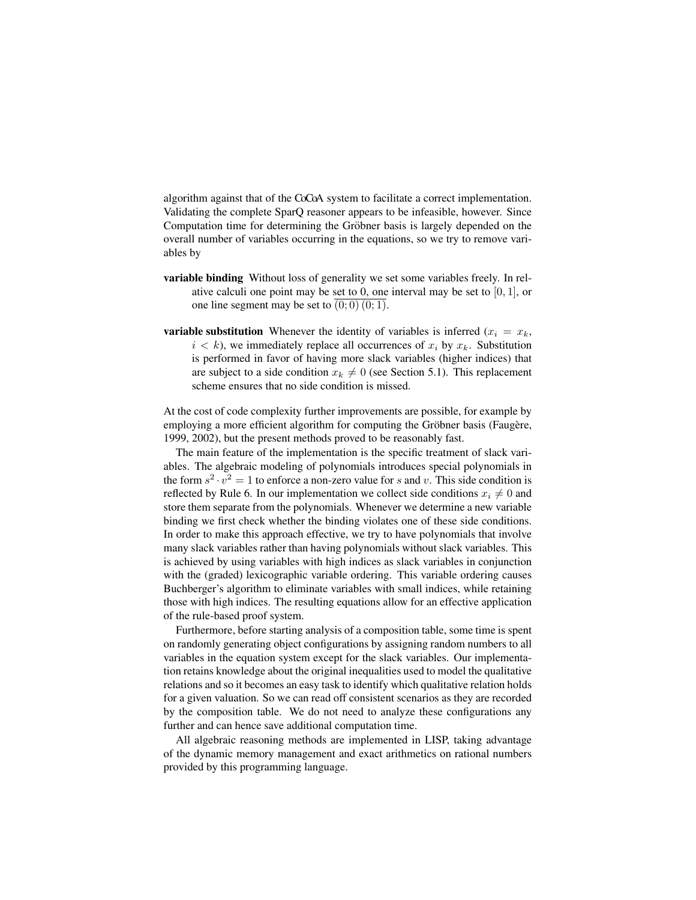algorithm against that of the CoCoA system to facilitate a correct implementation. Validating the complete SparQ reasoner appears to be infeasible, however. Since Computation time for determining the Gröbner basis is largely depended on the overall number of variables occurring in the equations, so we try to remove variables by

**variable binding** Without loss of generality we set some variables freely. In relative calculi one point may be set to 0, one interval may be set to $[0, 1]$, or one line segment may be set to $\overline{(0; 0)\,(0; 1)}$.

**variable substitution** Whenever the identity of variables is inferred ($x_i = x_k$, $i < k$), we immediately replace all occurrences of $x_i$ by $x_k$. Substitution is performed in favor of having more slack variables (higher indices) that are subject to a side condition $x_k \neq 0$ (see Section 5.1). This replacement scheme ensures that no side condition is missed.

At the cost of code complexity further improvements are possible, for example by employing a more efficient algorithm for computing the Gröbner basis (Faugère, 1999, 2002), but the present methods proved to be reasonably fast.

The main feature of the implementation is the specific treatment of slack variables. The algebraic modeling of polynomials introduces special polynomials in the form $s^2 \cdot v^2 = 1$ to enforce a non-zero value for $s$ and $v$. This side condition is reflected by Rule 6. In our implementation we collect side conditions $x_i \neq 0$ and store them separate from the polynomials. Whenever we determine a new variable binding we first check whether the binding violates one of these side conditions. In order to make this approach effective, we try to have polynomials that involve many slack variables rather than having polynomials without slack variables. This is achieved by using variables with high indices as slack variables in conjunction with the (graded) lexicographic variable ordering. This variable ordering causes Buchberger's algorithm to eliminate variables with small indices, while retaining those with high indices. The resulting equations allow for an effective application of the rule-based proof system.

Furthermore, before starting analysis of a composition table, some time is spent on randomly generating object configurations by assigning random numbers to all variables in the equation system except for the slack variables. Our implementation retains knowledge about the original inequalities used to model the qualitative relations and so it becomes an easy task to identify which qualitative relation holds for a given valuation. So we can read off consistent scenarios as they are recorded by the composition table. We do not need to analyze these configurations any further and can hence save additional computation time.

All algebraic reasoning methods are implemented in LISP, taking advantage of the dynamic memory management and exact arithmetics on rational numbers provided by this programming language.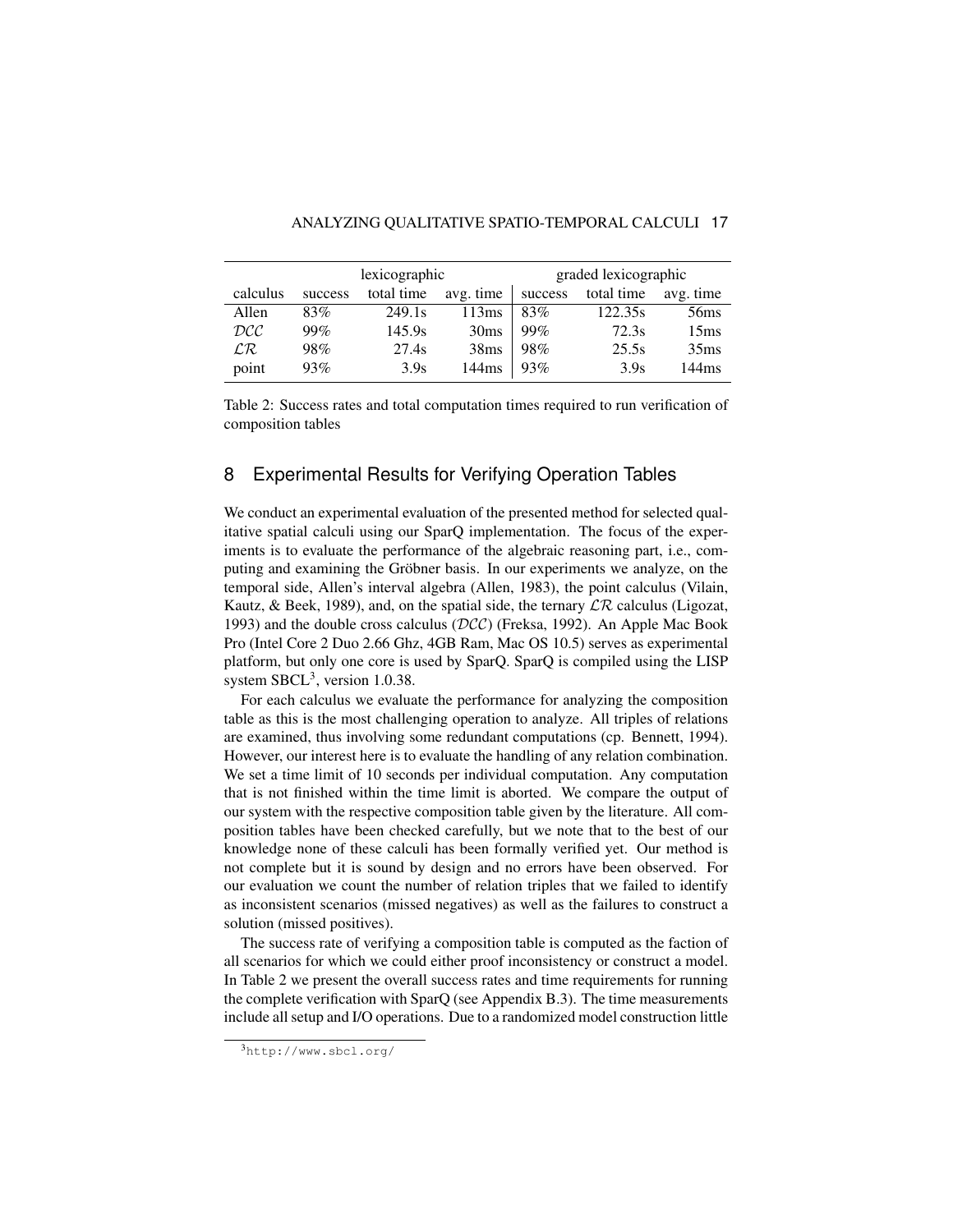| | lexicographic | | | graded lexicographic | | |
|---|---|---|---|---|---|---|
| calculus | success | total time | avg. time | success | total time | avg. time |
| Allen | 83% | 249.1s | 113ms | 83% | 122.35s | 56ms |
| $\mathcal{DCC}$ | 99% | 145.9s | 30ms | 99% | 72.3s | 15ms |
| $\mathcal{LR}$ | 98% | 27.4s | 38ms | 98% | 25.5s | 35ms |
| point | 93% | 3.9s | 144ms | 93% | 3.9s | 144ms |

Table 2: Success rates and total computation times required to run verification of composition tables

## 8 Experimental Results for Verifying Operation Tables

We conduct an experimental evaluation of the presented method for selected qualitative spatial calculi using our SparQ implementation. The focus of the experiments is to evaluate the performance of the algebraic reasoning part, i.e., computing and examining the Gröbner basis. In our experiments we analyze, on the temporal side, Allen's interval algebra (Allen, 1983), the point calculus (Vilain, Kautz, & Beek, 1989), and, on the spatial side, the ternary $\mathcal{LR}$ calculus (Ligozat, 1993) and the double cross calculus ($\mathcal{DCC}$) (Freksa, 1992). An Apple Mac Book Pro (Intel Core 2 Duo 2.66 Ghz, 4GB Ram, Mac OS 10.5) serves as experimental platform, but only one core is used by SparQ. SparQ is compiled using the LISP system SBCL[3], version 1.0.38.

For each calculus we evaluate the performance for analyzing the composition table as this is the most challenging operation to analyze. All triples of relations are examined, thus involving some redundant computations (cp. Bennett, 1994). However, our interest here is to evaluate the handling of any relation combination. We set a time limit of 10 seconds per individual computation. Any computation that is not finished within the time limit is aborted. We compare the output of our system with the respective composition table given by the literature. All composition tables have been checked carefully, but we note that to the best of our knowledge none of these calculi has been formally verified yet. Our method is not complete but it is sound by design and no errors have been observed. For our evaluation we count the number of relation triples that we failed to identify as inconsistent scenarios (missed negatives) as well as the failures to construct a solution (missed positives).

The success rate of verifying a composition table is computed as the faction of all scenarios for which we could either proof inconsistency or construct a model. In Table 2 we present the overall success rates and time requirements for running the complete verification with SparQ (see Appendix B.3). The time measurements include all setup and I/O operations. Due to a randomized model construction little

[3] http://www.sbcl.org/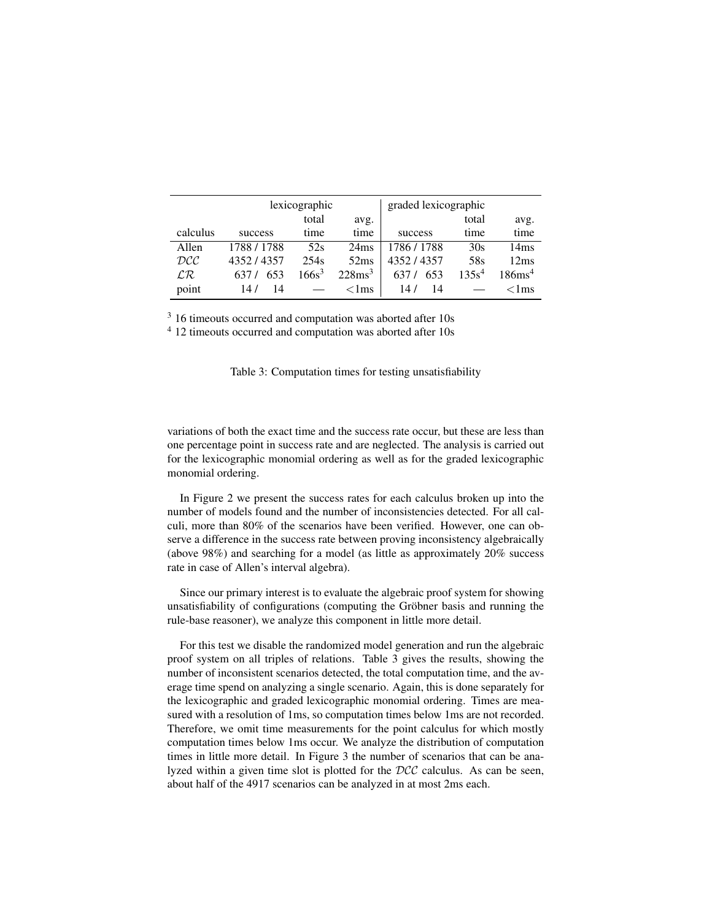| | lexicographic | | | graded lexicographic | | |
|---|---|---|---|---|---|---|
| calculus | success | total time | avg. time | success | total time | avg. time |
| Allen | 1788 / 1788 | 52s | 24ms | 1786 / 1788 | 30s | 14ms |
| $\mathcal{DCC}$ | 4352 / 4357 | 254s | 52ms | 4352 / 4357 | 58s | 12ms |
| $\mathcal{LR}$ | 637 / 653 | 166s[3] | 228ms[3] | 637 / 653 | 135s[4] | 186ms[4] |
| point | 14 / 14 | — | <1ms | 14 / 14 | — | <1ms |

[3] 16 timeouts occurred and computation was aborted after 10s
[4] 12 timeouts occurred and computation was aborted after 10s

Table 3: Computation times for testing unsatisfiability

variations of both the exact time and the success rate occur, but these are less than one percentage point in success rate and are neglected. The analysis is carried out for the lexicographic monomial ordering as well as for the graded lexicographic monomial ordering.

In Figure 2 we present the success rates for each calculus broken up into the number of models found and the number of inconsistencies detected. For all calculi, more than 80% of the scenarios have been verified. However, one can observe a difference in the success rate between proving inconsistency algebraically (above 98%) and searching for a model (as little as approximately 20% success rate in case of Allen's interval algebra).

Since our primary interest is to evaluate the algebraic proof system for showing unsatisfiability of configurations (computing the Gröbner basis and running the rule-base reasoner), we analyze this component in little more detail.

For this test we disable the randomized model generation and run the algebraic proof system on all triples of relations. Table 3 gives the results, showing the number of inconsistent scenarios detected, the total computation time, and the average time spend on analyzing a single scenario. Again, this is done separately for the lexicographic and graded lexicographic monomial ordering. Times are measured with a resolution of 1ms, so computation times below 1ms are not recorded. Therefore, we omit time measurements for the point calculus for which mostly computation times below 1ms occur. We analyze the distribution of computation times in little more detail. In Figure 3 the number of scenarios that can be analyzed within a given time slot is plotted for the $\mathcal{DCC}$ calculus. As can be seen, about half of the 4917 scenarios can be analyzed in at most 2ms each.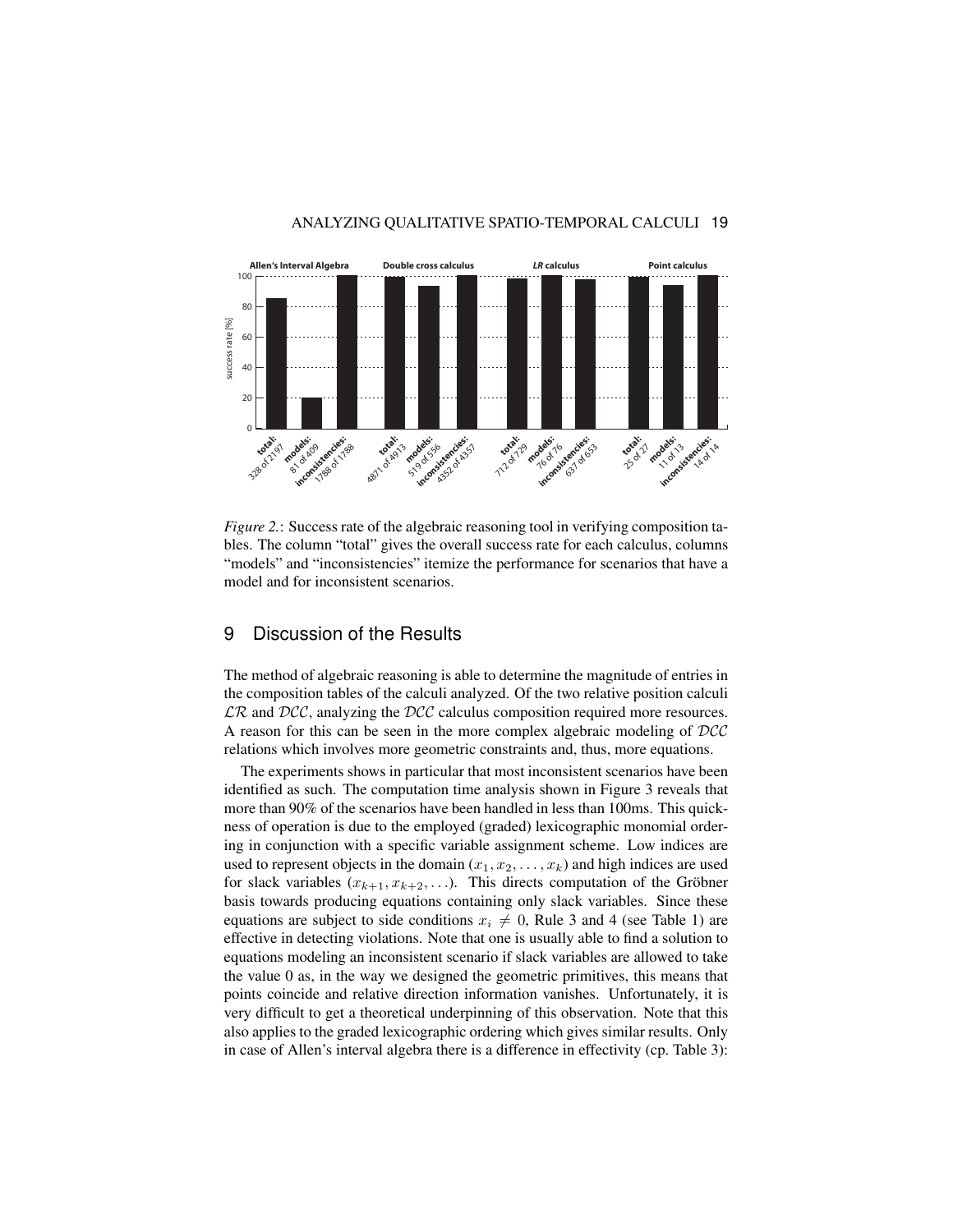*Figure 2.*: Success rate of the algebraic reasoning tool in verifying composition tables. The column "total" gives the overall success rate for each calculus, columns "models" and "inconsistencies" itemize the performance for scenarios that have a model and for inconsistent scenarios.

## 9 Discussion of the Results

The method of algebraic reasoning is able to determine the magnitude of entries in the composition tables of the calculi analyzed. Of the two relative position calculi $\mathcal{LR}$ and $\mathcal{DCC}$, analyzing the $\mathcal{DCC}$ calculus composition required more resources. A reason for this can be seen in the more complex algebraic modeling of $\mathcal{DCC}$ relations which involves more geometric constraints and, thus, more equations.

The experiments shows in particular that most inconsistent scenarios have been identified as such. The computation time analysis shown in Figure 3 reveals that more than 90% of the scenarios have been handled in less than 100ms. This quickness of operation is due to the employed (graded) lexicographic monomial ordering in conjunction with a specific variable assignment scheme. Low indices are used to represent objects in the domain $(x_1, x_2, \ldots, x_k)$ and high indices are used for slack variables $(x_{k+1}, x_{k+2}, \ldots)$. This directs computation of the Gröbner basis towards producing equations containing only slack variables. Since these equations are subject to side conditions $x_i \neq 0$, Rule 3 and 4 (see Table 1) are effective in detecting violations. Note that one is usually able to find a solution to equations modeling an inconsistent scenario if slack variables are allowed to take the value 0 as, in the way we designed the geometric primitives, this means that points coincide and relative direction information vanishes. Unfortunately, it is very difficult to get a theoretical underpinning of this observation. Note that this also applies to the graded lexicographic ordering which gives similar results. Only in case of Allen's interval algebra there is a difference in effectivity (cp. Table 3):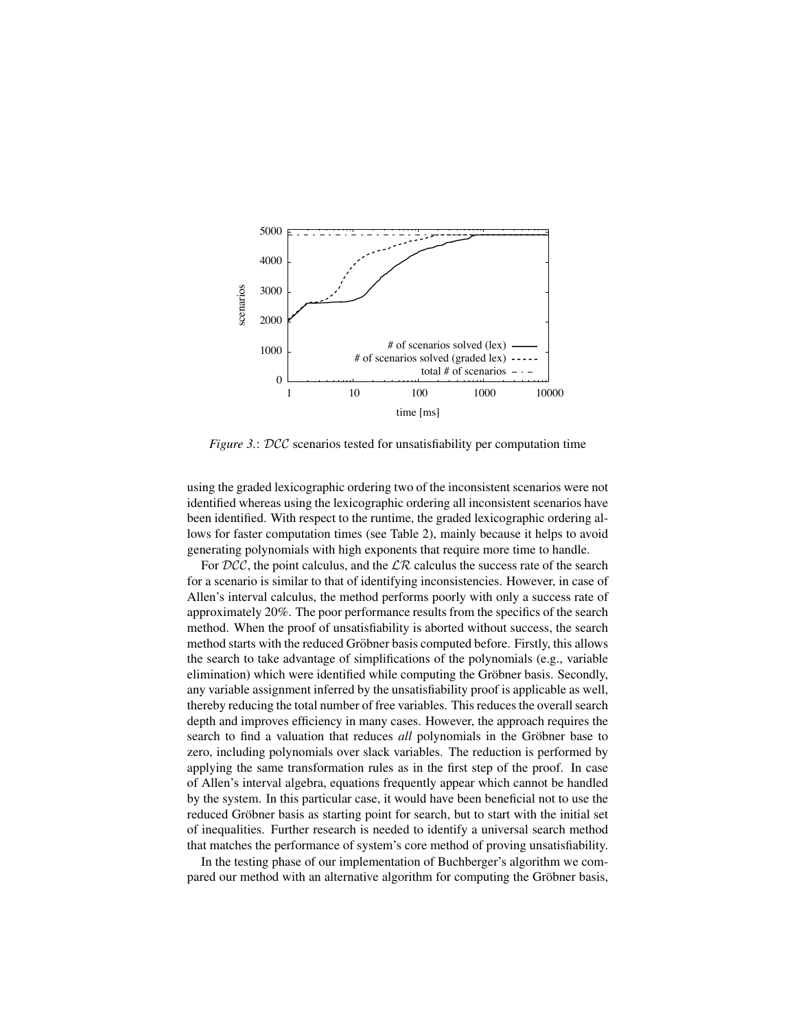*Figure 3.*: $\mathcal{DCC}$ scenarios tested for unsatisfiability per computation time

using the graded lexicographic ordering two of the inconsistent scenarios were not identified whereas using the lexicographic ordering all inconsistent scenarios have been identified. With respect to the runtime, the graded lexicographic ordering allows for faster computation times (see Table 2), mainly because it helps to avoid generating polynomials with high exponents that require more time to handle.

For $\mathcal{DCC}$, the point calculus, and the $\mathcal{LR}$ calculus the success rate of the search for a scenario is similar to that of identifying inconsistencies. However, in case of Allen's interval calculus, the method performs poorly with only a success rate of approximately 20%. The poor performance results from the specifics of the search method. When the proof of unsatisfiability is aborted without success, the search method starts with the reduced Gröbner basis computed before. Firstly, this allows the search to take advantage of simplifications of the polynomials (e.g., variable elimination) which were identified while computing the Gröbner basis. Secondly, any variable assignment inferred by the unsatisfiability proof is applicable as well, thereby reducing the total number of free variables. This reduces the overall search depth and improves efficiency in many cases. However, the approach requires the search to find a valuation that reduces *all* polynomials in the Gröbner base to zero, including polynomials over slack variables. The reduction is performed by applying the same transformation rules as in the first step of the proof. In case of Allen's interval algebra, equations frequently appear which cannot be handled by the system. In this particular case, it would have been beneficial not to use the reduced Gröbner basis as starting point for search, but to start with the initial set of inequalities. Further research is needed to identify a universal search method that matches the performance of system's core method of proving unsatisfiability.

In the testing phase of our implementation of Buchberger's algorithm we compared our method with an alternative algorithm for computing the Gröbner basis,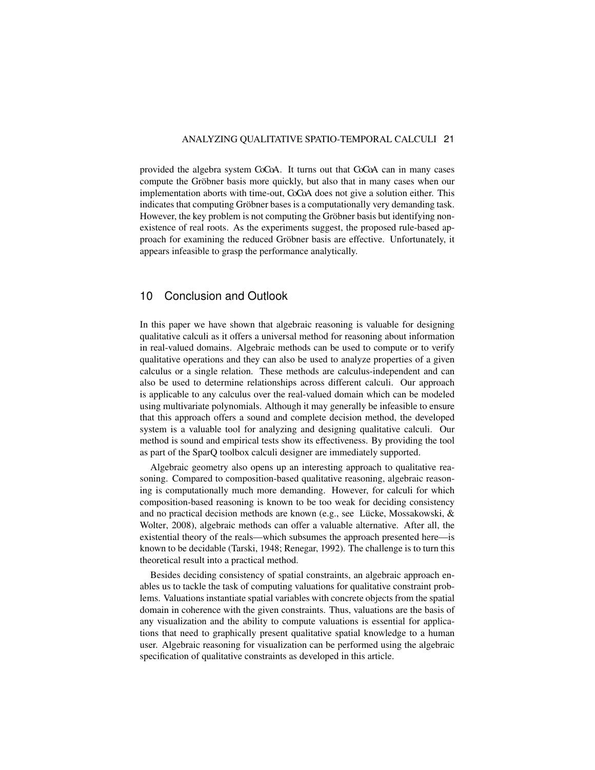provided the algebra system CoCoA. It turns out that CoCoA can in many cases compute the Gröbner basis more quickly, but also that in many cases when our implementation aborts with time-out, CoCoA does not give a solution either. This indicates that computing Gröbner bases is a computationally very demanding task. However, the key problem is not computing the Gröbner basis but identifying non-existence of real roots. As the experiments suggest, the proposed rule-based approach for examining the reduced Gröbner basis are effective. Unfortunately, it appears infeasible to grasp the performance analytically.

## 10 Conclusion and Outlook

In this paper we have shown that algebraic reasoning is valuable for designing qualitative calculi as it offers a universal method for reasoning about information in real-valued domains. Algebraic methods can be used to compute or to verify qualitative operations and they can also be used to analyze properties of a given calculus or a single relation. These methods are calculus-independent and can also be used to determine relationships across different calculi. Our approach is applicable to any calculus over the real-valued domain which can be modeled using multivariate polynomials. Although it may generally be infeasible to ensure that this approach offers a sound and complete decision method, the developed system is a valuable tool for analyzing and designing qualitative calculi. Our method is sound and empirical tests show its effectiveness. By providing the tool as part of the SparQ toolbox calculi designer are immediately supported.

Algebraic geometry also opens up an interesting approach to qualitative reasoning. Compared to composition-based qualitative reasoning, algebraic reasoning is computationally much more demanding. However, for calculi for which composition-based reasoning is known to be too weak for deciding consistency and no practical decision methods are known (e.g., see Lücke, Mossakowski, & Wolter, 2008), algebraic methods can offer a valuable alternative. After all, the existential theory of the reals—which subsumes the approach presented here—is known to be decidable (Tarski, 1948; Renegar, 1992). The challenge is to turn this theoretical result into a practical method.

Besides deciding consistency of spatial constraints, an algebraic approach enables us to tackle the task of computing valuations for qualitative constraint problems. Valuations instantiate spatial variables with concrete objects from the spatial domain in coherence with the given constraints. Thus, valuations are the basis of any visualization and the ability to compute valuations is essential for applications that need to graphically present qualitative spatial knowledge to a human user. Algebraic reasoning for visualization can be performed using the algebraic specification of qualitative constraints as developed in this article.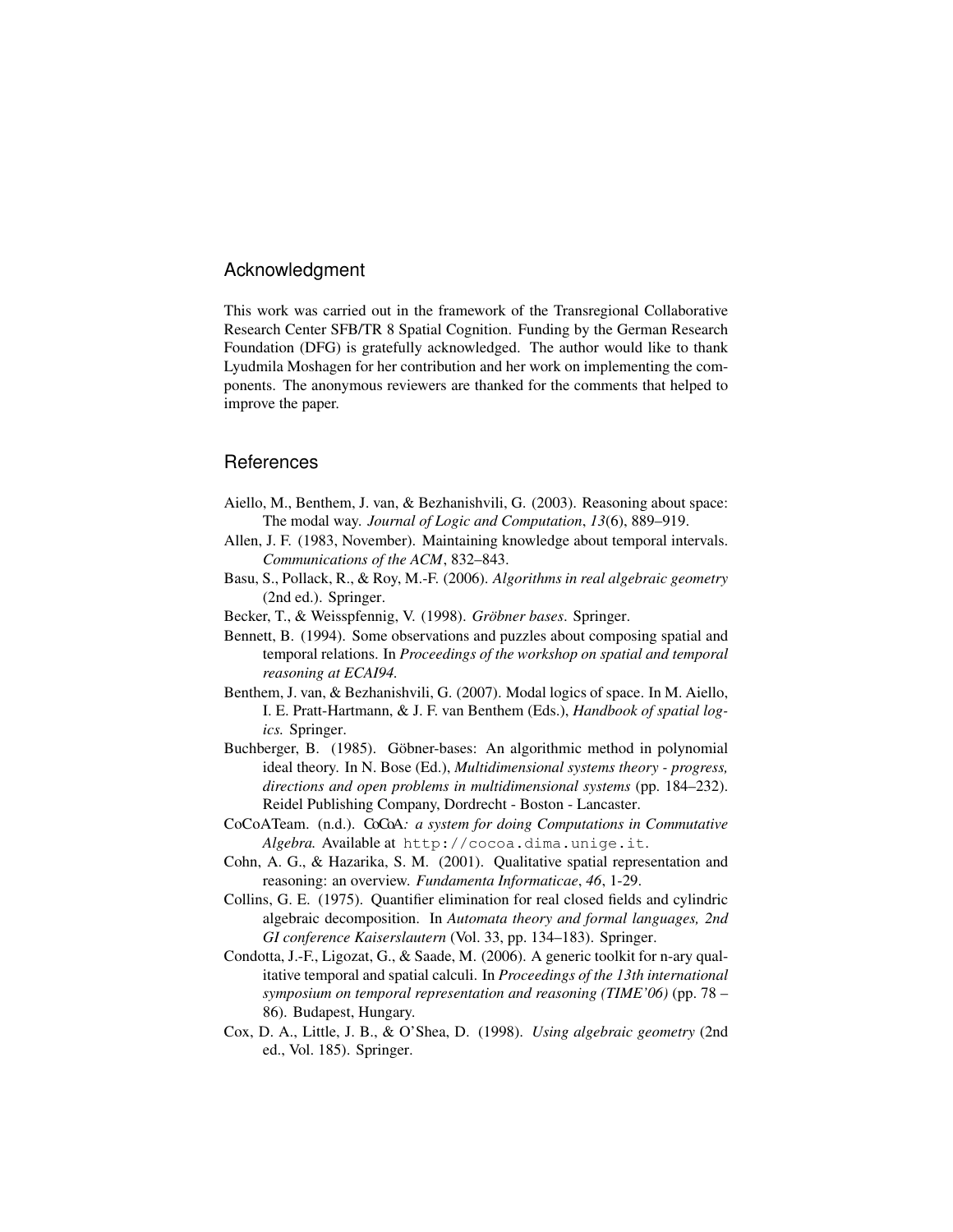## Acknowledgment

This work was carried out in the framework of the Transregional Collaborative Research Center SFB/TR 8 Spatial Cognition. Funding by the German Research Foundation (DFG) is gratefully acknowledged. The author would like to thank Lyudmila Moshagen for her contribution and her work on implementing the components. The anonymous reviewers are thanked for the comments that helped to improve the paper.

## References

Aiello, M., Benthem, J. van, & Bezhanishvili, G. (2003). Reasoning about space: The modal way. *Journal of Logic and Computation*, *13*(6), 889–919.

Allen, J. F. (1983, November). Maintaining knowledge about temporal intervals. *Communications of the ACM*, 832–843.

Basu, S., Pollack, R., & Roy, M.-F. (2006). *Algorithms in real algebraic geometry* (2nd ed.). Springer.

Becker, T., & Weisspfennig, V. (1998). *Gröbner bases*. Springer.

Bennett, B. (1994). Some observations and puzzles about composing spatial and temporal relations. In *Proceedings of the workshop on spatial and temporal reasoning at ECAI94.*

Benthem, J. van, & Bezhanishvili, G. (2007). Modal logics of space. In M. Aiello, I. E. Pratt-Hartmann, & J. F. van Benthem (Eds.), *Handbook of spatial logics.* Springer.

Buchberger, B. (1985). Göbner-bases: An algorithmic method in polynomial ideal theory. In N. Bose (Ed.), *Multidimensional systems theory - progress, directions and open problems in multidimensional systems* (pp. 184–232). Reidel Publishing Company, Dordrecht - Boston - Lancaster.

CoCoATeam. (n.d.). CoCoA*: a system for doing Computations in Commutative Algebra.* Available at `http://cocoa.dima.unige.it`.

Cohn, A. G., & Hazarika, S. M. (2001). Qualitative spatial representation and reasoning: an overview. *Fundamenta Informaticae*, *46*, 1-29.

Collins, G. E. (1975). Quantifier elimination for real closed fields and cylindric algebraic decomposition. In *Automata theory and formal languages, 2nd GI conference Kaiserslautern* (Vol. 33, pp. 134–183). Springer.

Condotta, J.-F., Ligozat, G., & Saade, M. (2006). A generic toolkit for n-ary qualitative temporal and spatial calculi. In *Proceedings of the 13th international symposium on temporal representation and reasoning (TIME'06)* (pp. 78 – 86). Budapest, Hungary.

Cox, D. A., Little, J. B., & O'Shea, D. (1998). *Using algebraic geometry* (2nd ed., Vol. 185). Springer.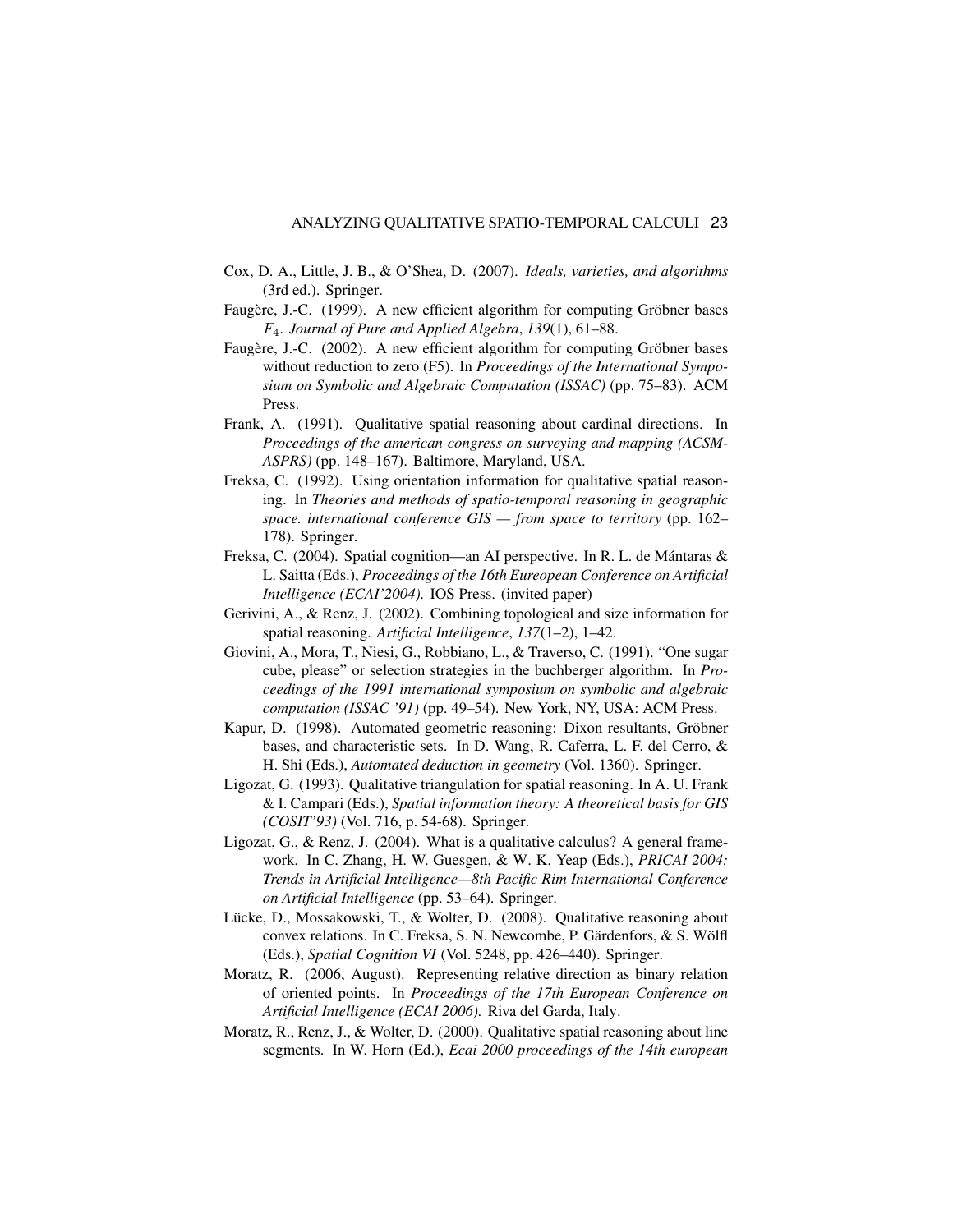Cox, D. A., Little, J. B., & O'Shea, D. (2007). *Ideals, varieties, and algorithms* (3rd ed.). Springer.

Faugère, J.-C. (1999). A new efficient algorithm for computing Gröbner bases $F_4$. *Journal of Pure and Applied Algebra*, *139*(1), 61–88.

Faugère, J.-C. (2002). A new efficient algorithm for computing Gröbner bases without reduction to zero (F5). In *Proceedings of the International Symposium on Symbolic and Algebraic Computation (ISSAC)* (pp. 75–83). ACM Press.

Frank, A. (1991). Qualitative spatial reasoning about cardinal directions. In *Proceedings of the american congress on surveying and mapping (ACSM-ASPRS)* (pp. 148–167). Baltimore, Maryland, USA.

Freksa, C. (1992). Using orientation information for qualitative spatial reasoning. In *Theories and methods of spatio-temporal reasoning in geographic space. international conference GIS — from space to territory* (pp. 162–178). Springer.

Freksa, C. (2004). Spatial cognition—an AI perspective. In R. L. de Mántaras & L. Saitta (Eds.), *Proceedings of the 16th Eureopean Conference on Artificial Intelligence (ECAI'2004).* IOS Press. (invited paper)

Gerivini, A., & Renz, J. (2002). Combining topological and size information for spatial reasoning. *Artificial Intelligence*, *137*(1–2), 1–42.

Giovini, A., Mora, T., Niesi, G., Robbiano, L., & Traverso, C. (1991). "One sugar cube, please" or selection strategies in the buchberger algorithm. In *Proceedings of the 1991 international symposium on symbolic and algebraic computation (ISSAC '91)* (pp. 49–54). New York, NY, USA: ACM Press.

Kapur, D. (1998). Automated geometric reasoning: Dixon resultants, Gröbner bases, and characteristic sets. In D. Wang, R. Caferra, L. F. del Cerro, & H. Shi (Eds.), *Automated deduction in geometry* (Vol. 1360). Springer.

Ligozat, G. (1993). Qualitative triangulation for spatial reasoning. In A. U. Frank & I. Campari (Eds.), *Spatial information theory: A theoretical basis for GIS (COSIT'93)* (Vol. 716, p. 54-68). Springer.

Ligozat, G., & Renz, J. (2004). What is a qualitative calculus? A general framework. In C. Zhang, H. W. Guesgen, & W. K. Yeap (Eds.), *PRICAI 2004: Trends in Artificial Intelligence—8th Pacific Rim International Conference on Artificial Intelligence* (pp. 53–64). Springer.

Lücke, D., Mossakowski, T., & Wolter, D. (2008). Qualitative reasoning about convex relations. In C. Freksa, S. N. Newcombe, P. Gärdenfors, & S. Wölfl (Eds.), *Spatial Cognition VI* (Vol. 5248, pp. 426–440). Springer.

Moratz, R. (2006, August). Representing relative direction as binary relation of oriented points. In *Proceedings of the 17th European Conference on Artificial Intelligence (ECAI 2006).* Riva del Garda, Italy.

Moratz, R., Renz, J., & Wolter, D. (2000). Qualitative spatial reasoning about line segments. In W. Horn (Ed.), *Ecai 2000 proceedings of the 14th european*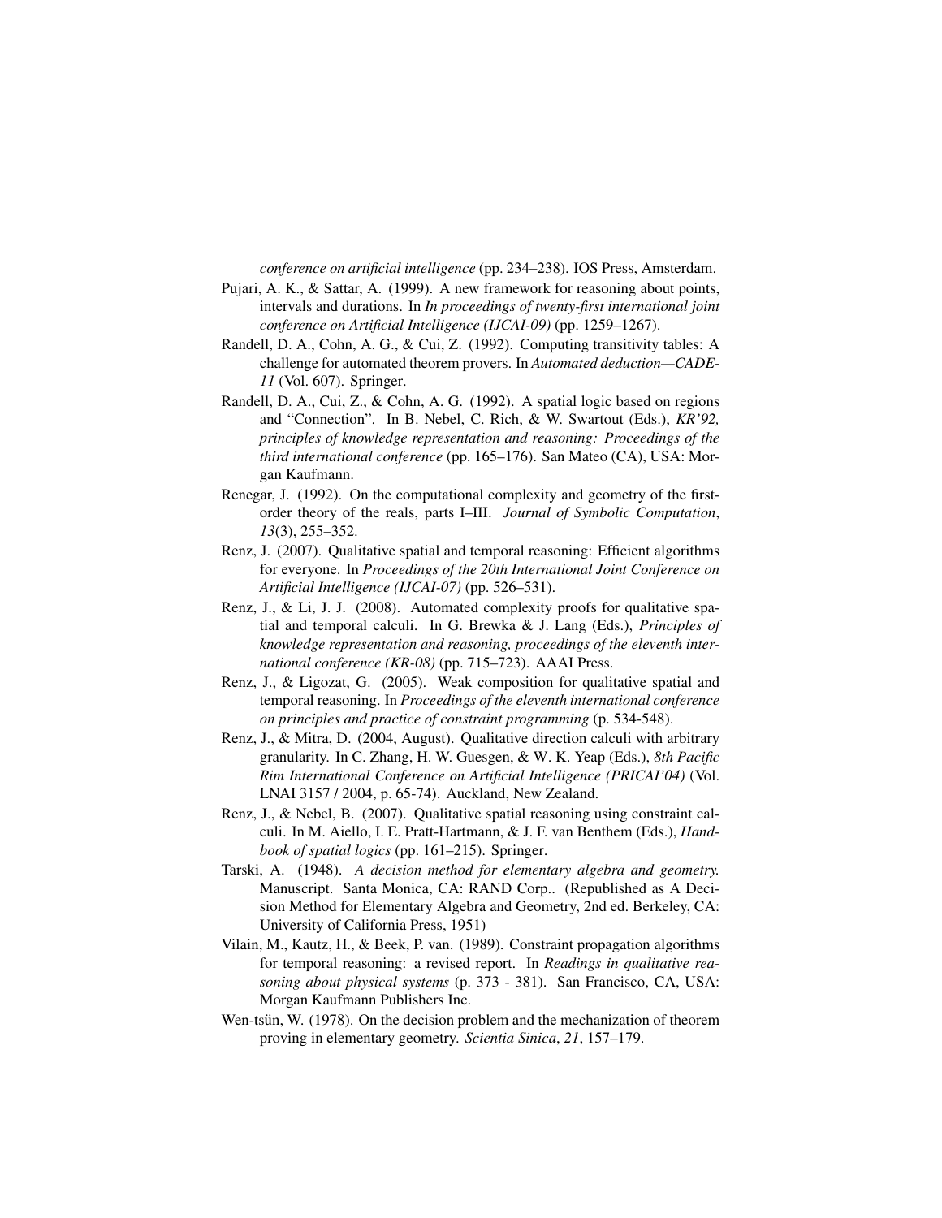*conference on artificial intelligence* (pp. 234–238). IOS Press, Amsterdam.

Pujari, A. K., & Sattar, A. (1999). A new framework for reasoning about points, intervals and durations. In *In proceedings of twenty-first international joint conference on Artificial Intelligence (IJCAI-09)* (pp. 1259–1267).

Randell, D. A., Cohn, A. G., & Cui, Z. (1992). Computing transitivity tables: A challenge for automated theorem provers. In *Automated deduction—CADE-11* (Vol. 607). Springer.

Randell, D. A., Cui, Z., & Cohn, A. G. (1992). A spatial logic based on regions and "Connection". In B. Nebel, C. Rich, & W. Swartout (Eds.), *KR'92, principles of knowledge representation and reasoning: Proceedings of the third international conference* (pp. 165–176). San Mateo (CA), USA: Morgan Kaufmann.

Renegar, J. (1992). On the computational complexity and geometry of the first-order theory of the reals, parts I–III. *Journal of Symbolic Computation*, *13*(3), 255–352.

Renz, J. (2007). Qualitative spatial and temporal reasoning: Efficient algorithms for everyone. In *Proceedings of the 20th International Joint Conference on Artificial Intelligence (IJCAI-07)* (pp. 526–531).

Renz, J., & Li, J. J. (2008). Automated complexity proofs for qualitative spatial and temporal calculi. In G. Brewka & J. Lang (Eds.), *Principles of knowledge representation and reasoning, proceedings of the eleventh international conference (KR-08)* (pp. 715–723). AAAI Press.

Renz, J., & Ligozat, G. (2005). Weak composition for qualitative spatial and temporal reasoning. In *Proceedings of the eleventh international conference on principles and practice of constraint programming* (p. 534-548).

Renz, J., & Mitra, D. (2004, August). Qualitative direction calculi with arbitrary granularity. In C. Zhang, H. W. Guesgen, & W. K. Yeap (Eds.), *8th Pacific Rim International Conference on Artificial Intelligence (PRICAI'04)* (Vol. LNAI 3157 / 2004, p. 65-74). Auckland, New Zealand.

Renz, J., & Nebel, B. (2007). Qualitative spatial reasoning using constraint calculi. In M. Aiello, I. E. Pratt-Hartmann, & J. F. van Benthem (Eds.), *Handbook of spatial logics* (pp. 161–215). Springer.

Tarski, A. (1948). *A decision method for elementary algebra and geometry.* Manuscript. Santa Monica, CA: RAND Corp.. (Republished as A Decision Method for Elementary Algebra and Geometry, 2nd ed. Berkeley, CA: University of California Press, 1951)

Vilain, M., Kautz, H., & Beek, P. van. (1989). Constraint propagation algorithms for temporal reasoning: a revised report. In *Readings in qualitative reasoning about physical systems* (p. 373 - 381). San Francisco, CA, USA: Morgan Kaufmann Publishers Inc.

Wen-tsün, W. (1978). On the decision problem and the mechanization of theorem proving in elementary geometry. *Scientia Sinica*, *21*, 157–179.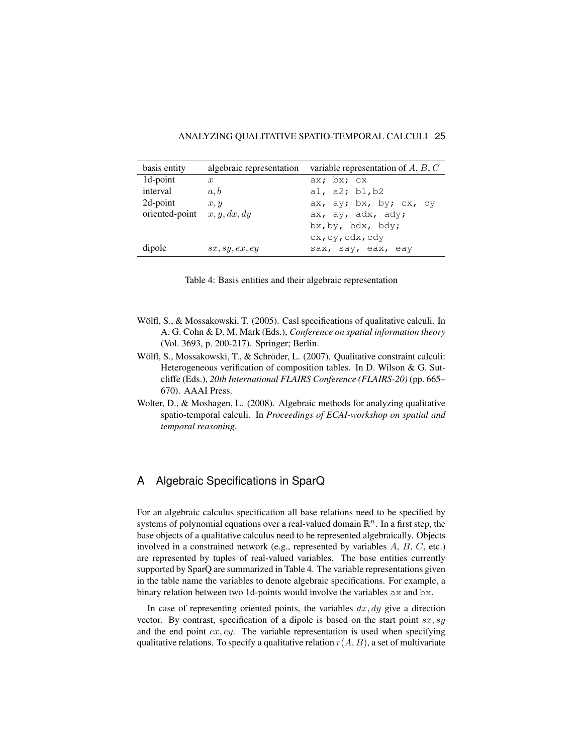| basis entity | algebraic representation | variable representation of $A$, $B$, $C$ |
| --- | --- | --- |
| 1d-point | $x$ | `ax; bx; cx` |
| interval | $a, b$ | `a1, a2; b1,b2` |
| 2d-point | $x, y$ | `ax, ay; bx, by; cx, cy` |
| oriented-point | $x, y, dx, dy$ | `ax, ay, adx, ady;` `bx,by, bdx, bdy;` `cx,cy,cdx,cdy` |
| dipole | $sx, sy, ex, ey$ | `sax, say, eax, eay` |

Table 4: Basis entities and their algebraic representation

Wölfl, S., & Mossakowski, T. (2005). Casl specifications of qualitative calculi. In A. G. Cohn & D. M. Mark (Eds.), *Conference on spatial information theory* (Vol. 3693, p. 200-217). Springer; Berlin.

Wölfl, S., Mossakowski, T., & Schröder, L. (2007). Qualitative constraint calculi: Heterogeneous verification of composition tables. In D. Wilson & G. Sutcliffe (Eds.), *20th International FLAIRS Conference (FLAIRS-20)* (pp. 665–670). AAAI Press.

Wolter, D., & Moshagen, L. (2008). Algebraic methods for analyzing qualitative spatio-temporal calculi. In *Proceedings of ECAI-workshop on spatial and temporal reasoning.*

# A Algebraic Specifications in SparQ

For an algebraic calculus specification all base relations need to be specified by systems of polynomial equations over a real-valued domain $\mathbb{R}^n$. In a first step, the base objects of a qualitative calculus need to be represented algebraically. Objects involved in a constrained network (e.g., represented by variables $A$, $B$, $C$, etc.) are represented by tuples of real-valued variables. The base entities currently supported by SparQ are summarized in Table 4. The variable representations given in the table name the variables to denote algebraic specifications. For example, a binary relation between two 1d-points would involve the variables `ax` and `bx`.

In case of representing oriented points, the variables $dx, dy$ give a direction vector. By contrast, specification of a dipole is based on the start point $sx, sy$ and the end point $ex, ey$. The variable representation is used when specifying qualitative relations. To specify a qualitative relation $r(A, B)$, a set of multivariate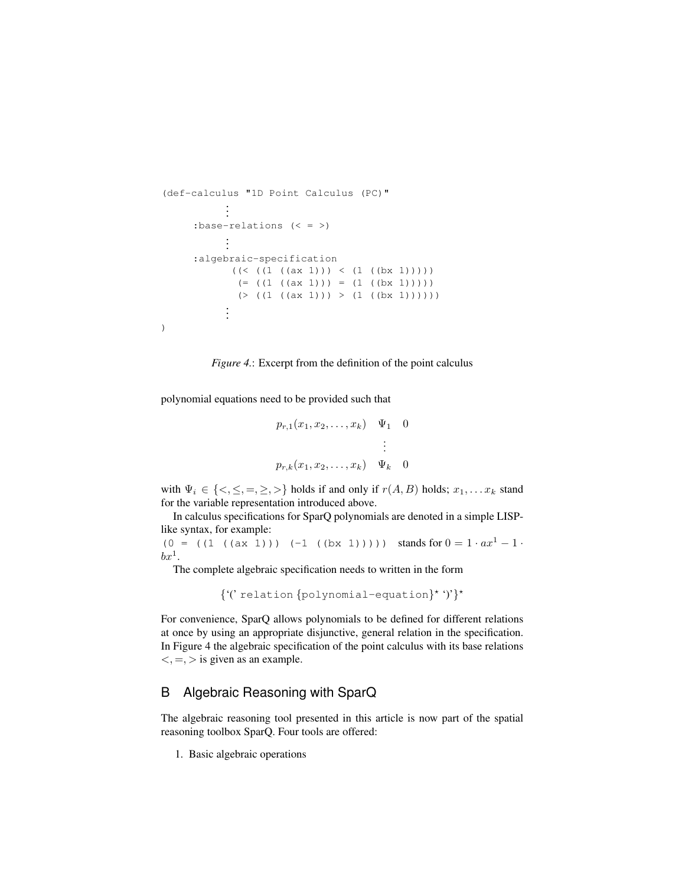```
(def-calculus "1D Point Calculus (PC)"
           ⋮
      :base-relations (< = >)
           ⋮
      :algebraic-specification
            ((< ((1 ((ax 1))) < (1 ((bx 1)))))
             (= ((1 ((ax 1))) = (1 ((bx 1)))))
             (> ((1 ((ax 1))) > (1 ((bx 1))))))
           ⋮
)
```

*Figure 4.*: Excerpt from the definition of the point calculus

polynomial equations need to be provided such that

$$\begin{array}{ccc} p_{r,1}(x_1, x_2, \ldots, x_k) & \Psi_1 & 0 \\ & \vdots & \\ p_{r,k}(x_1, x_2, \ldots, x_k) & \Psi_k & 0 \end{array}$$

with $\Psi_i \in \{<, \leq, =, \geq, >\}$ holds if and only if $r(A, B)$ holds; $x_1, \ldots x_k$ stand for the variable representation introduced above.

In calculus specifications for SparQ polynomials are denoted in a simple LISP-like syntax, for example:
`(0 = ((1 ((ax 1))) (-1 ((bx 1)))))` stands for $0 = 1 \cdot ax^1 - 1 \cdot bx^1$.

The complete algebraic specification needs to written in the form

$$\{\text{'('}\ \texttt{relation}\ \{\texttt{polynomial-equation}\}^\star\ \text{')'}\}^\star$$

For convenience, SparQ allows polynomials to be defined for different relations at once by using an appropriate disjunctive, general relation in the specification. In Figure 4 the algebraic specification of the point calculus with its base relations $<, =, >$ is given as an example.

## B Algebraic Reasoning with SparQ

The algebraic reasoning tool presented in this article is now part of the spatial reasoning toolbox SparQ. Four tools are offered:

1. Basic algebraic operations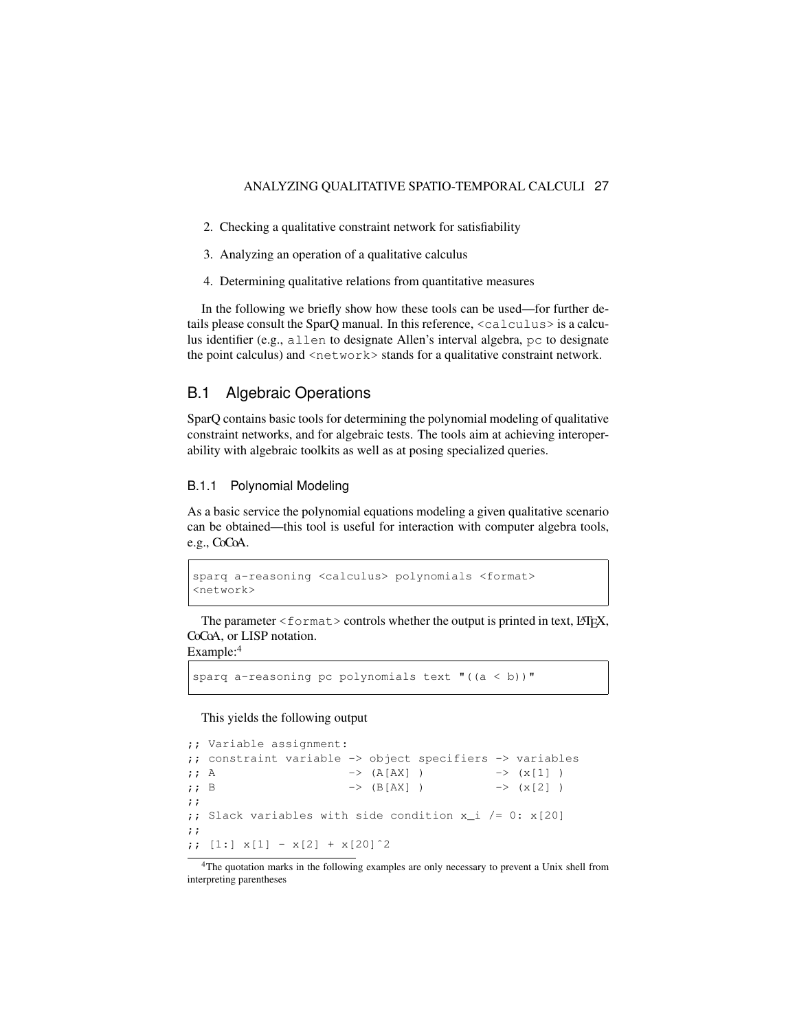2. Checking a qualitative constraint network for satisfiability
3. Analyzing an operation of a qualitative calculus
4. Determining qualitative relations from quantitative measures

In the following we briefly show how these tools can be used—for further details please consult the SparQ manual. In this reference, `<calculus>` is a calculus identifier (e.g., `allen` to designate Allen's interval algebra, `pc` to designate the point calculus) and `<network>` stands for a qualitative constraint network.

## B.1 Algebraic Operations

SparQ contains basic tools for determining the polynomial modeling of qualitative constraint networks, and for algebraic tests. The tools aim at achieving interoperability with algebraic toolkits as well as at posing specialized queries.

### B.1.1 Polynomial Modeling

As a basic service the polynomial equations modeling a given qualitative scenario can be obtained—this tool is useful for interaction with computer algebra tools, e.g., CoCoA.

```
sparq a-reasoning <calculus> polynomials <format>
<network>
```

The parameter `<format>` controls whether the output is printed in text, LaTeX, CoCoA, or LISP notation.

Example:[4]

```
sparq a-reasoning pc polynomials text "((a < b))"
```

This yields the following output

```
;; Variable assignment:
;; constraint variable -> object specifiers -> variables
;; A                   -> (A[AX] )           -> (x[1] )
;; B                   -> (B[AX] )           -> (x[2] )
;;
;; Slack variables with side condition x_i /= 0: x[20]
;;
;; [1:] x[1] - x[2] + x[20]^2
```

[4]The quotation marks in the following examples are only necessary to prevent a Unix shell from interpreting parentheses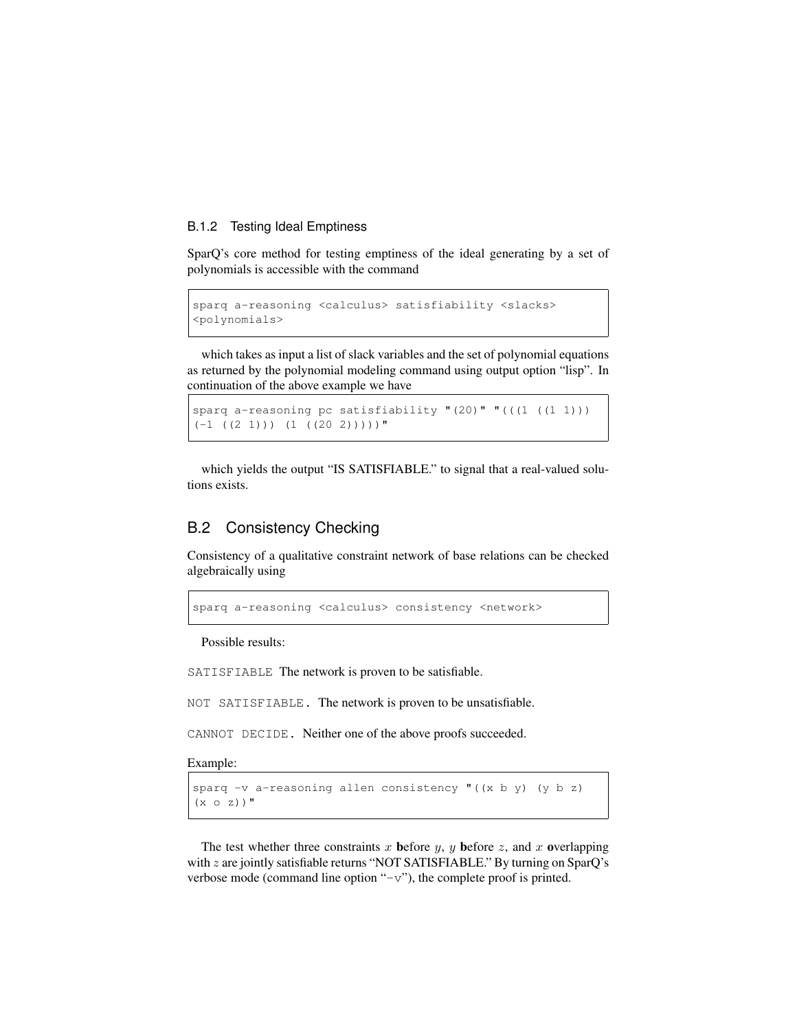### B.1.2 Testing Ideal Emptiness

SparQ's core method for testing emptiness of the ideal generating by a set of polynomials is accessible with the command

```
sparq a-reasoning <calculus> satisfiability <slacks>
<polynomials>
```

which takes as input a list of slack variables and the set of polynomial equations as returned by the polynomial modeling command using output option "lisp". In continuation of the above example we have

```
sparq a-reasoning pc satisfiability "(20)" "(((1 ((1 1)))
(-1 ((2 1))) (1 ((20 2)))))"
```

which yields the output "IS SATISFIABLE." to signal that a real-valued solutions exists.

## B.2 Consistency Checking

Consistency of a qualitative constraint network of base relations can be checked algebraically using

```
sparq a-reasoning <calculus> consistency <network>
```

Possible results:

`SATISFIABLE` The network is proven to be satisfiable.

`NOT SATISFIABLE.` The network is proven to be unsatisfiable.

`CANNOT DECIDE.` Neither one of the above proofs succeeded.

Example:

```
sparq -v a-reasoning allen consistency "((x b y) (y b z)
(x o z))"
```

The test whether three constraints $x$ **b**efore $y$, $y$ **b**efore $z$, and $x$ **o**verlapping with $z$ are jointly satisfiable returns "NOT SATISFIABLE." By turning on SparQ's verbose mode (command line option "`-v`"), the complete proof is printed.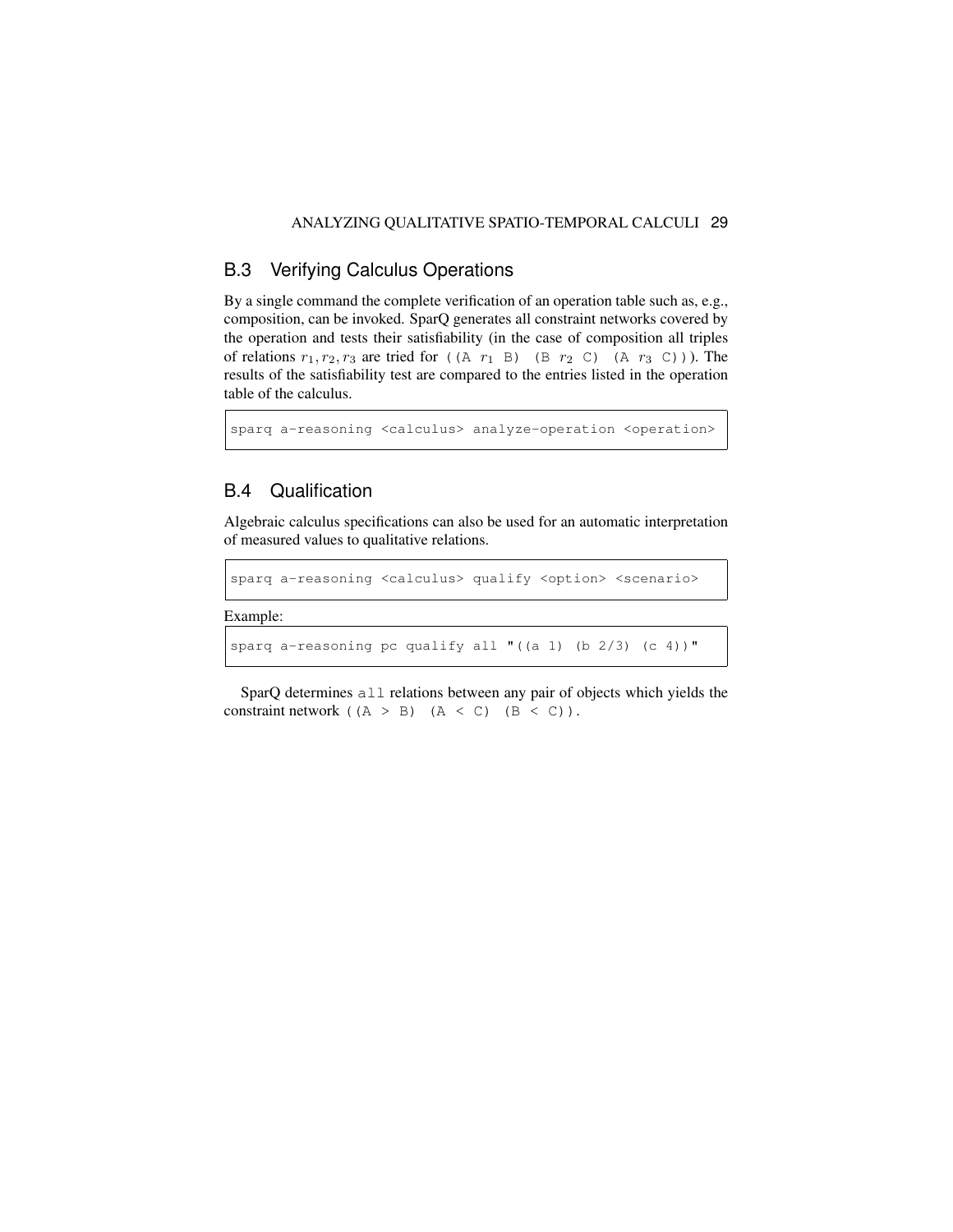## B.3 Verifying Calculus Operations

By a single command the complete verification of an operation table such as, e.g., composition, can be invoked. SparQ generates all constraint networks covered by the operation and tests their satisfiability (in the case of composition all triples of relations $r_1, r_2, r_3$ are tried for `((A` $r_1$ `B) (B` $r_2$ `C) (A` $r_3$ `C))`). The results of the satisfiability test are compared to the entries listed in the operation table of the calculus.

```
sparq a-reasoning <calculus> analyze-operation <operation>
```

## B.4 Qualification

Algebraic calculus specifications can also be used for an automatic interpretation of measured values to qualitative relations.

```
sparq a-reasoning <calculus> qualify <option> <scenario>
```

Example:

```
sparq a-reasoning pc qualify all "((a 1) (b 2/3) (c 4))"
```

SparQ determines `all` relations between any pair of objects which yields the constraint network `((A > B) (A < C) (B < C))`.